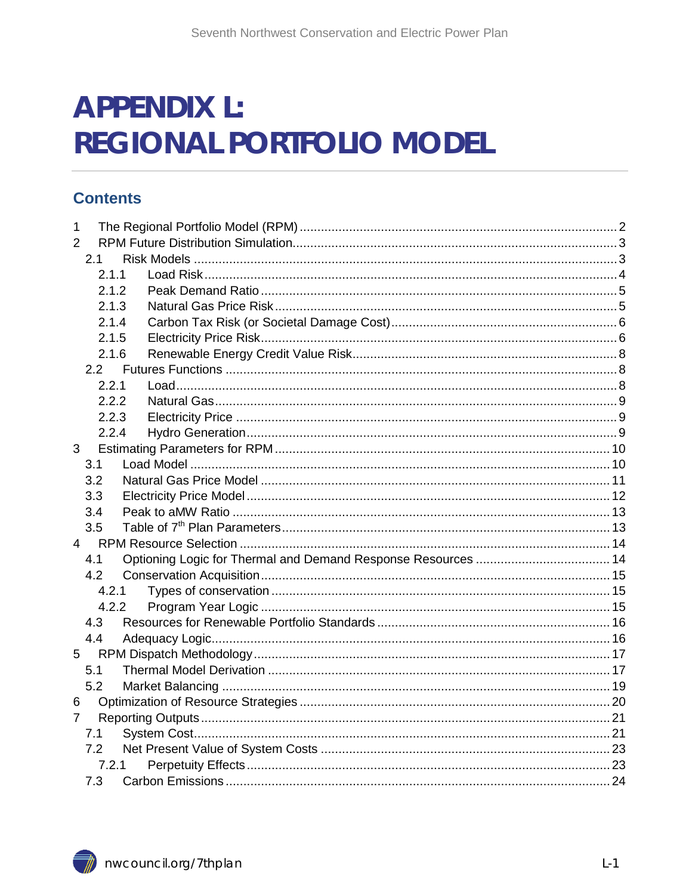# APPENDIX L: REGIONAL PORTFOLIO MODEL

## Contents

- 1 The Regional Portfolio Model (RPM) ... 2
- 2 RPM Future Distribution Simulation ... 3
  - 2.1 Risk Models ... 3
    - 2.1.1 Load Risk ... 4
    - 2.1.2 Peak Demand Ratio ... 5
    - 2.1.3 Natural Gas Price Risk ... 5
    - 2.1.4 Carbon Tax Risk (or Societal Damage Cost) ... 6
    - 2.1.5 Electricity Price Risk ... 6
    - 2.1.6 Renewable Energy Credit Value Risk ... 8
  - 2.2 Futures Functions ... 8
    - 2.2.1 Load ... 8
    - 2.2.2 Natural Gas ... 9
    - 2.2.3 Electricity Price ... 9
    - 2.2.4 Hydro Generation ... 9
- 3 Estimating Parameters for RPM ... 10
  - 3.1 Load Model ... 10
  - 3.2 Natural Gas Price Model ... 11
  - 3.3 Electricity Price Model ... 12
  - 3.4 Peak to aMW Ratio ... 13
  - 3.5 Table of 7th Plan Parameters ... 13
- 4 RPM Resource Selection ... 14
  - 4.1 Optioning Logic for Thermal and Demand Response Resources ... 14
  - 4.2 Conservation Acquisition ... 15
    - 4.2.1 Types of conservation ... 15
    - 4.2.2 Program Year Logic ... 15
  - 4.3 Resources for Renewable Portfolio Standards ... 16
  - 4.4 Adequacy Logic ... 16
- 5 RPM Dispatch Methodology ... 17
  - 5.1 Thermal Model Derivation ... 17
  - 5.2 Market Balancing ... 19
- 6 Optimization of Resource Strategies ... 20
- 7 Reporting Outputs ... 21
  - 7.1 System Cost ... 21
  - 7.2 Net Present Value of System Costs ... 23
    - 7.2.1 Perpetuity Effects ... 23
  - 7.3 Carbon Emissions ... 24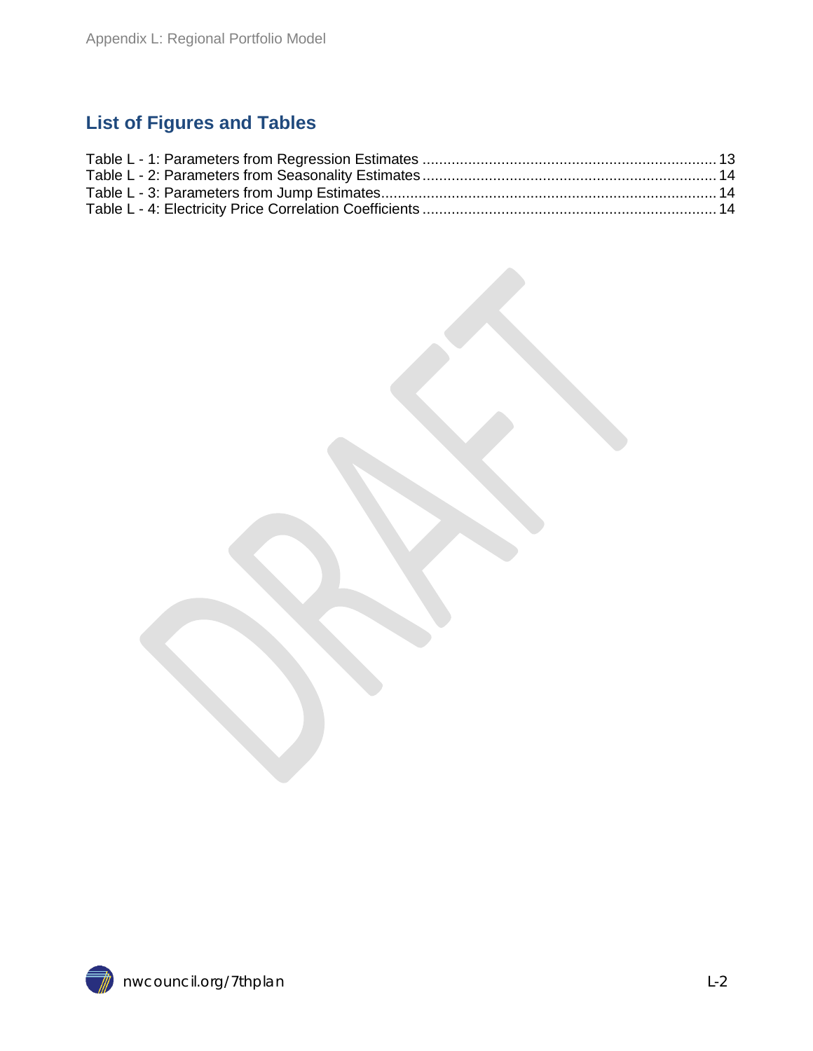## List of Figures and Tables

Table L - 1: Parameters from Regression Estimates ........................................................................ 13
Table L - 2: Parameters from Seasonality Estimates ........................................................................ 14
Table L - 3: Parameters from Jump Estimates ................................................................................... 14
Table L - 4: Electricity Price Correlation Coefficients ........................................................................ 14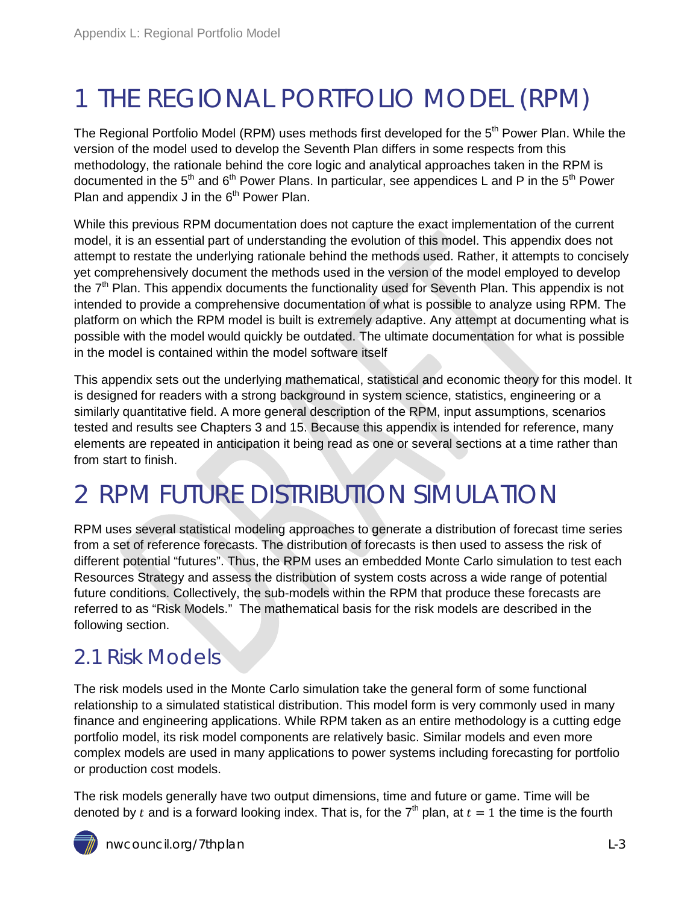// 1 THE REGIONAL PORTFOLIO MODEL (RPM)

The Regional Portfolio Model (RPM) uses methods first developed for the 5th Power Plan. While the version of the model used to develop the Seventh Plan differs in some respects from this methodology, the rationale behind the core logic and analytical approaches taken in the RPM is documented in the 5th and 6th Power Plans. In particular, see appendices L and P in the 5th Power Plan and appendix J in the 6th Power Plan.

While this previous RPM documentation does not capture the exact implementation of the current model, it is an essential part of understanding the evolution of this model. This appendix does not attempt to restate the underlying rationale behind the methods used. Rather, it attempts to concisely yet comprehensively document the methods used in the version of the model employed to develop the 7th Plan. This appendix documents the functionality used for Seventh Plan. This appendix is not intended to provide a comprehensive documentation of what is possible to analyze using RPM. The platform on which the RPM model is built is extremely adaptive. Any attempt at documenting what is possible with the model would quickly be outdated. The ultimate documentation for what is possible in the model is contained within the model software itself

This appendix sets out the underlying mathematical, statistical and economic theory for this model. It is designed for readers with a strong background in system science, statistics, engineering or a similarly quantitative field. A more general description of the RPM, input assumptions, scenarios tested and results see Chapters 3 and 15. Because this appendix is intended for reference, many elements are repeated in anticipation it being read as one or several sections at a time rather than from start to finish.

# 2 RPM FUTURE DISTRIBUTION SIMULATION

RPM uses several statistical modeling approaches to generate a distribution of forecast time series from a set of reference forecasts. The distribution of forecasts is then used to assess the risk of different potential "futures". Thus, the RPM uses an embedded Monte Carlo simulation to test each Resources Strategy and assess the distribution of system costs across a wide range of potential future conditions. Collectively, the sub-models within the RPM that produce these forecasts are referred to as "Risk Models." The mathematical basis for the risk models are described in the following section.

## 2.1 Risk Models

The risk models used in the Monte Carlo simulation take the general form of some functional relationship to a simulated statistical distribution. This model form is very commonly used in many finance and engineering applications. While RPM taken as an entire methodology is a cutting edge portfolio model, its risk model components are relatively basic. Similar models and even more complex models are used in many applications to power systems including forecasting for portfolio or production cost models.

The risk models generally have two output dimensions, time and future or game. Time will be denoted by $t$ and is a forward looking index. That is, for the 7th plan, at $t = 1$ the time is the fourth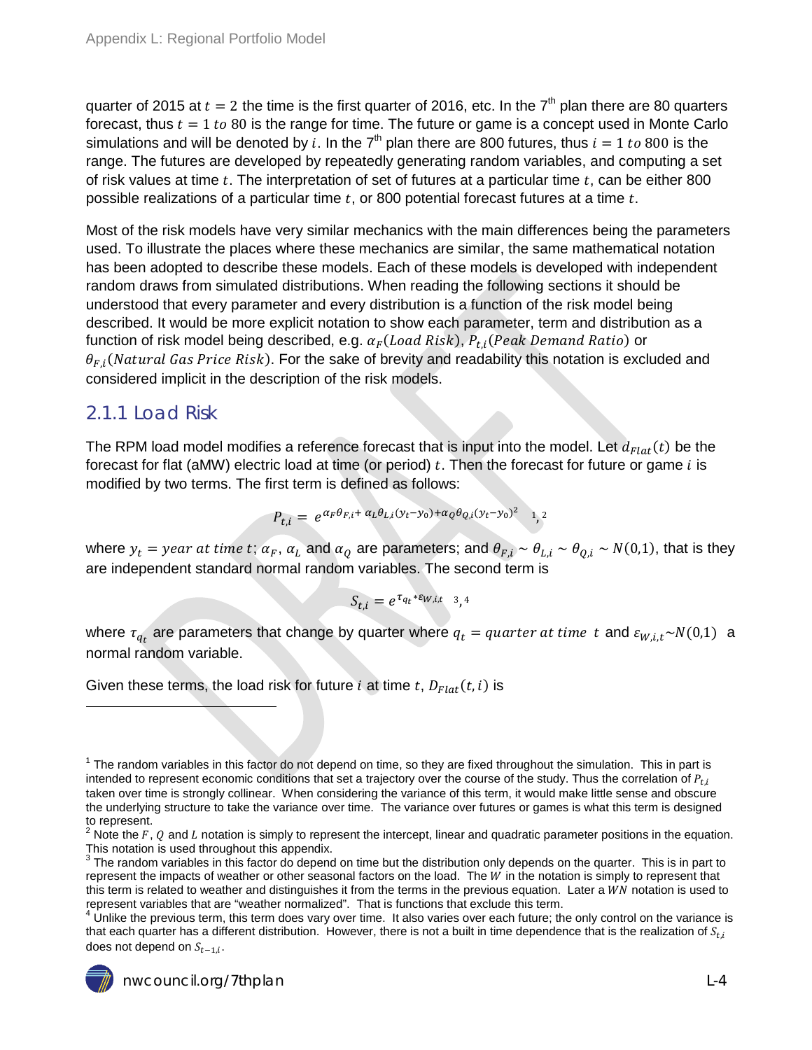quarter of 2015 at $t = 2$ the time is the first quarter of 2016, etc. In the 7th plan there are 80 quarters forecast, thus $t = 1 \ to \ 80$ is the range for time. The future or game is a concept used in Monte Carlo simulations and will be denoted by $i$. In the 7th plan there are 800 futures, thus $i = 1 \ to \ 800$ is the range. The futures are developed by repeatedly generating random variables, and computing a set of risk values at time $t$. The interpretation of set of futures at a particular time $t$, can be either 800 possible realizations of a particular time $t$, or 800 potential forecast futures at a time $t$.

Most of the risk models have very similar mechanics with the main differences being the parameters used. To illustrate the places where these mechanics are similar, the same mathematical notation has been adopted to describe these models. Each of these models is developed with independent random draws from simulated distributions. When reading the following sections it should be understood that every parameter and every distribution is a function of the risk model being described. It would be more explicit notation to show each parameter, term and distribution as a function of risk model being described, e.g. $\alpha_F(Load\ Risk)$, $P_{t,i}(Peak\ Demand\ Ratio)$ or $\theta_{F,i}(Natural\ Gas\ Price\ Risk)$. For the sake of brevity and readability this notation is excluded and considered implicit in the description of the risk models.

### 2.1.1 Load Risk

The RPM load model modifies a reference forecast that is input into the model. Let $d_{Flat}(t)$ be the forecast for flat (aMW) electric load at time (or period) $t$. Then the forecast for future or game $i$ is modified by two terms. The first term is defined as follows:

$$P_{t,i} = e^{\alpha_F \theta_{F,i} + \alpha_L \theta_{L,i}(y_t - y_0) + \alpha_Q \theta_{Q,i}(y_t - y_0)^2}$$ [1, 2]

where $y_t = year\ at\ time\ t$; $\alpha_F$, $\alpha_L$ and $\alpha_Q$ are parameters; and $\theta_{F,i} \sim \theta_{L,i} \sim \theta_{Q,i} \sim N(0,1)$, that is they are independent standard normal random variables. The second term is

$$S_{t,i} = e^{\tau_{q_t} * \varepsilon_{W,i,t}}$$ [3, 4]

where $\tau_{q_t}$ are parameters that change by quarter where $q_t = quarter\ at\ time\ t$ and $\varepsilon_{W,i,t} \sim N(0,1)$ a normal random variable.

Given these terms, the load risk for future $i$ at time $t$, $D_{Flat}(t,i)$ is

---

[1] The random variables in this factor do not depend on time, so they are fixed throughout the simulation. This in part is intended to represent economic conditions that set a trajectory over the course of the study. Thus the correlation of $P_{t,i}$ taken over time is strongly collinear. When considering the variance of this term, it would make little sense and obscure the underlying structure to take the variance over time. The variance over futures or games is what this term is designed to represent.

[2] Note the $F$, $Q$ and $L$ notation is simply to represent the intercept, linear and quadratic parameter positions in the equation. This notation is used throughout this appendix.

[3] The random variables in this factor do depend on time but the distribution only depends on the quarter. This is in part to represent the impacts of weather or other seasonal factors on the load. The $W$ in the notation is simply to represent that this term is related to weather and distinguishes it from the terms in the previous equation. Later a $WN$ notation is used to represent variables that are "weather normalized". That is functions that exclude this term.

[4] Unlike the previous term, this term does vary over time. It also varies over each future; the only control on the variance is that each quarter has a different distribution. However, there is not a built in time dependence that is the realization of $S_{t,i}$ does not depend on $S_{t-1,i}$.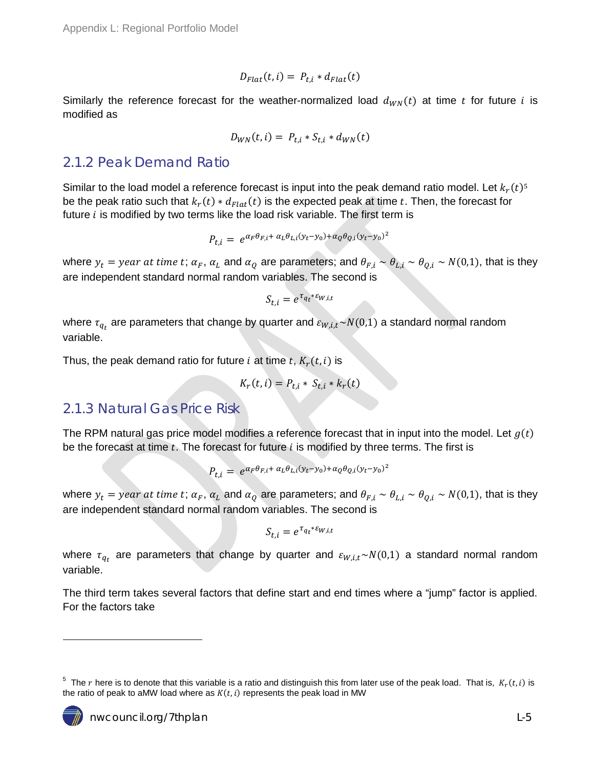$$D_{Flat}(t,i) = P_{t,i} * d_{Flat}(t)$$

Similarly the reference forecast for the weather-normalized load $d_{WN}(t)$ at time $t$ for future $i$ is modified as

$$D_{WN}(t,i) = P_{t,i} * S_{t,i} * d_{WN}(t)$$

### 2.1.2 Peak Demand Ratio

Similar to the load model a reference forecast is input into the peak demand ratio model. Let $k_r(t)$[5] be the peak ratio such that $k_r(t) * d_{Flat}(t)$ is the expected peak at time $t$. Then, the forecast for future $i$ is modified by two terms like the load risk variable. The first term is

$$P_{t,i} = e^{\alpha_F \theta_{F,i} + \alpha_L \theta_{L,i}(y_t - y_0) + \alpha_Q \theta_{Q,i}(y_t - y_0)^2}$$

where $y_t = year\ at\ time\ t$; $\alpha_F$, $\alpha_L$ and $\alpha_Q$ are parameters; and $\theta_{F,i} \sim \theta_{L,i} \sim \theta_{Q,i} \sim N(0,1)$, that is they are independent standard normal random variables. The second is

$$S_{t,i} = e^{\tau_{q_t} * \varepsilon_{W,i,t}}$$

where $\tau_{q_t}$ are parameters that change by quarter and $\varepsilon_{W,i,t} \sim N(0,1)$ a standard normal random variable.

Thus, the peak demand ratio for future $i$ at time $t$, $K_r(t,i)$ is

$$K_r(t,i) = P_{t,i} * S_{t,i} * k_r(t)$$

### 2.1.3 Natural Gas Price Risk

The RPM natural gas price model modifies a reference forecast that in input into the model. Let $g(t)$ be the forecast at time $t$. The forecast for future $i$ is modified by three terms. The first is

$$P_{t,i} = e^{\alpha_F \theta_{F,i} + \alpha_L \theta_{L,i}(y_t - y_0) + \alpha_Q \theta_{Q,i}(y_t - y_0)^2}$$

where $y_t = year\ at\ time\ t$; $\alpha_F$, $\alpha_L$ and $\alpha_Q$ are parameters; and $\theta_{F,i} \sim \theta_{L,i} \sim \theta_{Q,i} \sim N(0,1)$, that is they are independent standard normal random variables. The second is

$$S_{t,i} = e^{\tau_{q_t} * \varepsilon_{W,i,t}}$$

where $\tau_{q_t}$ are parameters that change by quarter and $\varepsilon_{W,i,t} \sim N(0,1)$ a standard normal random variable.

The third term takes several factors that define start and end times where a "jump" factor is applied. For the factors take

---

[5] The $r$ here is to denote that this variable is a ratio and distinguish this from later use of the peak load. That is, $K_r(t,i)$ is the ratio of peak to aMW load where as $K(t,i)$ represents the peak load in MW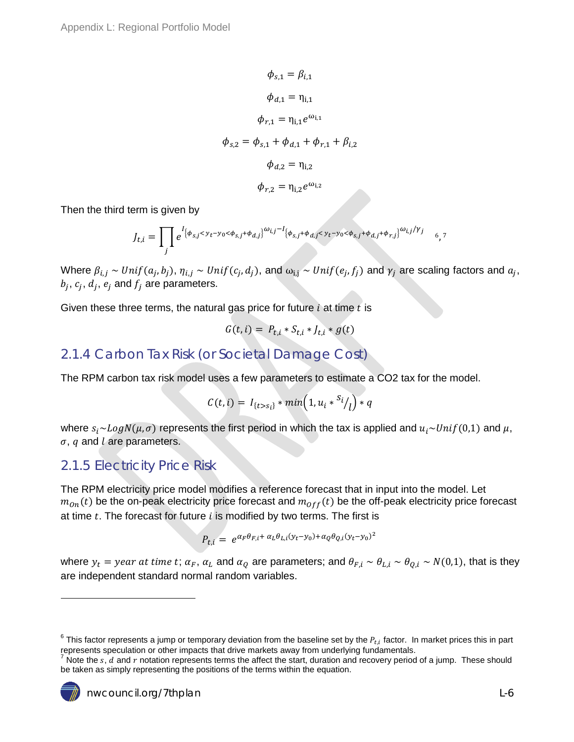$$\phi_{s,1} = \beta_{i,1}$$

$$\phi_{d,1} = \eta_{i,1}$$

$$\phi_{r,1} = \eta_{i,1} e^{\omega_{i,1}}$$

$$\phi_{s,2} = \phi_{s,1} + \phi_{d,1} + \phi_{r,1} + \beta_{i,2}$$

$$\phi_{d,2} = \eta_{i,2}$$

$$\phi_{r,2} = \eta_{i,2} e^{\omega_{i,2}}$$

Then the third term is given by

$$J_{t,i} = \prod_j e^{I_{\{\phi_{s,j} < y_t - y_0 < \phi_{s,j} + \phi_{d,j}\}}^{\omega_{i,j}} - I_{\{\phi_{s,j} + \phi_{d,j} < y_t - y_0 < \phi_{s,j} + \phi_{d,j} + \phi_{r,j}\}}^{\omega_{i,j} / \gamma_j}}$$ [6],[7]

Where $\beta_{i,j} \sim Unif(a_j, b_j)$, $\eta_{i,j} \sim Unif(c_j, d_j)$, and $\omega_{i,j} \sim Unif(e_j, f_j)$ and $\gamma_j$ are scaling factors and $a_j$, $b_j$, $c_j$, $d_j$, $e_j$ and $f_j$ are parameters.

Given these three terms, the natural gas price for future $i$ at time $t$ is

$$G(t,i) = P_{t,i} * S_{t,i} * J_{t,i} * g(t)$$

## 2.1.4 Carbon Tax Risk (or Societal Damage Cost)

The RPM carbon tax risk model uses a few parameters to estimate a CO2 tax for the model.

$$C(t,i) = I_{\{t > s_i\}} * min\left(1, u_i * {}^{s_i}/_{l}\right) * q$$

where $s_i \sim LogN(\mu, \sigma)$ represents the first period in which the tax is applied and $u_i \sim Unif(0,1)$ and $\mu$, $\sigma$, $q$ and $l$ are parameters.

## 2.1.5 Electricity Price Risk

The RPM electricity price model modifies a reference forecast that in input into the model. Let $m_{On}(t)$ be the on-peak electricity price forecast and $m_{Off}(t)$ be the off-peak electricity price forecast at time $t$. The forecast for future $i$ is modified by two terms. The first is

$$P_{t,i} = e^{\alpha_F \theta_{F,i} + \alpha_L \theta_{L,i}(y_t - y_0) + \alpha_Q \theta_{Q,i}(y_t - y_0)^2}$$

where $y_t = year\ at\ time\ t$; $\alpha_F$, $\alpha_L$ and $\alpha_Q$ are parameters; and $\theta_{F,i} \sim \theta_{L,i} \sim \theta_{Q,i} \sim N(0,1)$, that is they are independent standard normal random variables.

---

[6] This factor represents a jump or temporary deviation from the baseline set by the $P_{t,i}$ factor. In market prices this in part represents speculation or other impacts that drive markets away from underlying fundamentals.

[7] Note the $s$, $d$ and $r$ notation represents terms the affect the start, duration and recovery period of a jump. These should be taken as simply representing the positions of the terms within the equation.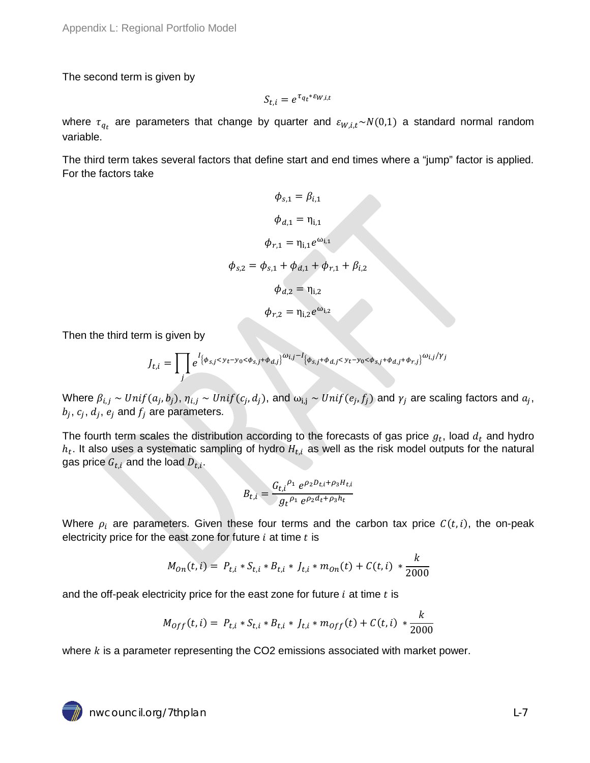The second term is given by

$$S_{t,i} = e^{\tau_{q_t} * \varepsilon_{W,i,t}}$$

where $\tau_{q_t}$ are parameters that change by quarter and $\varepsilon_{W,i,t} \sim N(0,1)$ a standard normal random variable.

The third term takes several factors that define start and end times where a "jump" factor is applied. For the factors take

$$\phi_{s,1} = \beta_{i,1}$$

$$\phi_{d,1} = \eta_{i,1}$$

$$\phi_{r,1} = \eta_{i,1} e^{\omega_{i,1}}$$

$$\phi_{s,2} = \phi_{s,1} + \phi_{d,1} + \phi_{r,1} + \beta_{i,2}$$

$$\phi_{d,2} = \eta_{i,2}$$

$$\phi_{r,2} = \eta_{i,2} e^{\omega_{i,2}}$$

Then the third term is given by

$$J_{t,i} = \prod_j e^{I_{\{\phi_{s,j} < y_t - y_0 < \phi_{s,j} + \phi_{d,j}\}}^{\omega_{i,j}} - I_{\{\phi_{s,j} + \phi_{d,j} < y_t - y_0 < \phi_{s,j} + \phi_{d,j} + \phi_{r,j}\}}^{\omega_{i,j}/\gamma_j}}$$

Where $\beta_{i,j} \sim Unif(a_j, b_j)$, $\eta_{i,j} \sim Unif(c_j, d_j)$, and $\omega_{i,j} \sim Unif(e_j, f_j)$ and $\gamma_j$ are scaling factors and $a_j$, $b_j$, $c_j$, $d_j$, $e_j$ and $f_j$ are parameters.

The fourth term scales the distribution according to the forecasts of gas price $g_t$, load $d_t$ and hydro $h_t$. It also uses a systematic sampling of hydro $H_{t,i}$ as well as the risk model outputs for the natural gas price $G_{t,i}$ and the load $D_{t,i}$.

$$B_{t,i} = \frac{{G_{t,i}}^{\rho_1} \, e^{\rho_2 D_{t,i} + \rho_3 H_{t,i}}}{{g_t}^{\rho_1} \, e^{\rho_2 d_t + \rho_3 h_t}}$$

Where $\rho_i$ are parameters. Given these four terms and the carbon tax price $C(t,i)$, the on-peak electricity price for the east zone for future $i$ at time $t$ is

$$M_{On}(t,i) = P_{t,i} * S_{t,i} * B_{t,i} * J_{t,i} * m_{On}(t) + C(t,i) * \frac{k}{2000}$$

and the off-peak electricity price for the east zone for future $i$ at time $t$ is

$$M_{Off}(t,i) = P_{t,i} * S_{t,i} * B_{t,i} * J_{t,i} * m_{Off}(t) + C(t,i) * \frac{k}{2000}$$

where $k$ is a parameter representing the CO2 emissions associated with market power.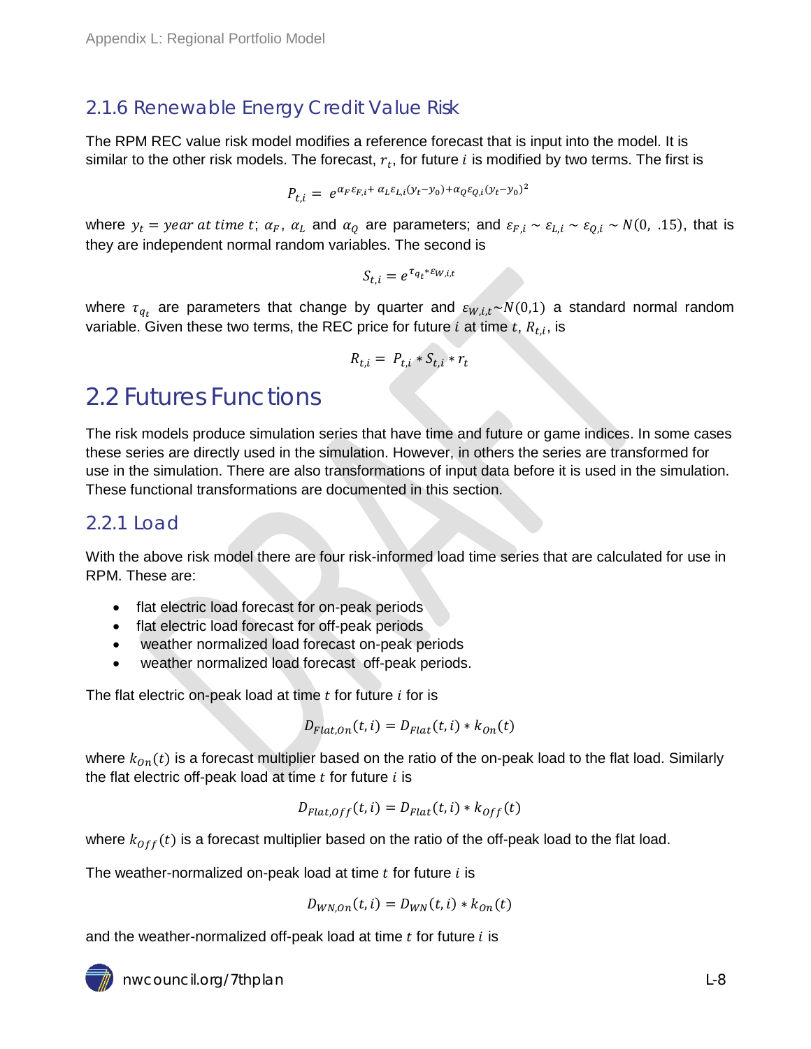### 2.1.6 Renewable Energy Credit Value Risk

The RPM REC value risk model modifies a reference forecast that is input into the model. It is similar to the other risk models. The forecast, $r_t$, for future $i$ is modified by two terms. The first is

$$P_{t,i} = e^{\alpha_F \varepsilon_{F,i} + \alpha_L \varepsilon_{L,i}(y_t - y_0) + \alpha_Q \varepsilon_{Q,i}(y_t - y_0)^2}$$

where $y_t = year\ at\ time\ t$; $\alpha_F$, $\alpha_L$ and $\alpha_Q$ are parameters; and $\varepsilon_{F,i} \sim \varepsilon_{L,i} \sim \varepsilon_{Q,i} \sim N(0,\ .15)$, that is they are independent normal random variables. The second is

$$S_{t,i} = e^{\tau_{q_t} * \varepsilon_{W,i,t}}$$

where $\tau_{q_t}$ are parameters that change by quarter and $\varepsilon_{W,i,t} \sim N(0,1)$ a standard normal random variable. Given these two terms, the REC price for future $i$ at time $t$, $R_{t,i}$, is

$$R_{t,i} = P_{t,i} * S_{t,i} * r_t$$

## 2.2 Futures Functions

The risk models produce simulation series that have time and future or game indices. In some cases these series are directly used in the simulation. However, in others the series are transformed for use in the simulation. There are also transformations of input data before it is used in the simulation. These functional transformations are documented in this section.

### 2.2.1 Load

With the above risk model there are four risk-informed load time series that are calculated for use in RPM. These are:

- flat electric load forecast for on-peak periods
- flat electric load forecast for off-peak periods
- weather normalized load forecast on-peak periods
- weather normalized load forecast off-peak periods.

The flat electric on-peak load at time $t$ for future $i$ for is

$$D_{Flat,On}(t,i) = D_{Flat}(t,i) * k_{On}(t)$$

where $k_{On}(t)$ is a forecast multiplier based on the ratio of the on-peak load to the flat load. Similarly the flat electric off-peak load at time $t$ for future $i$ is

$$D_{Flat,Off}(t,i) = D_{Flat}(t,i) * k_{Off}(t)$$

where $k_{Off}(t)$ is a forecast multiplier based on the ratio of the off-peak load to the flat load.

The weather-normalized on-peak load at time $t$ for future $i$ is

$$D_{WN,On}(t,i) = D_{WN}(t,i) * k_{On}(t)$$

and the weather-normalized off-peak load at time $t$ for future $i$ is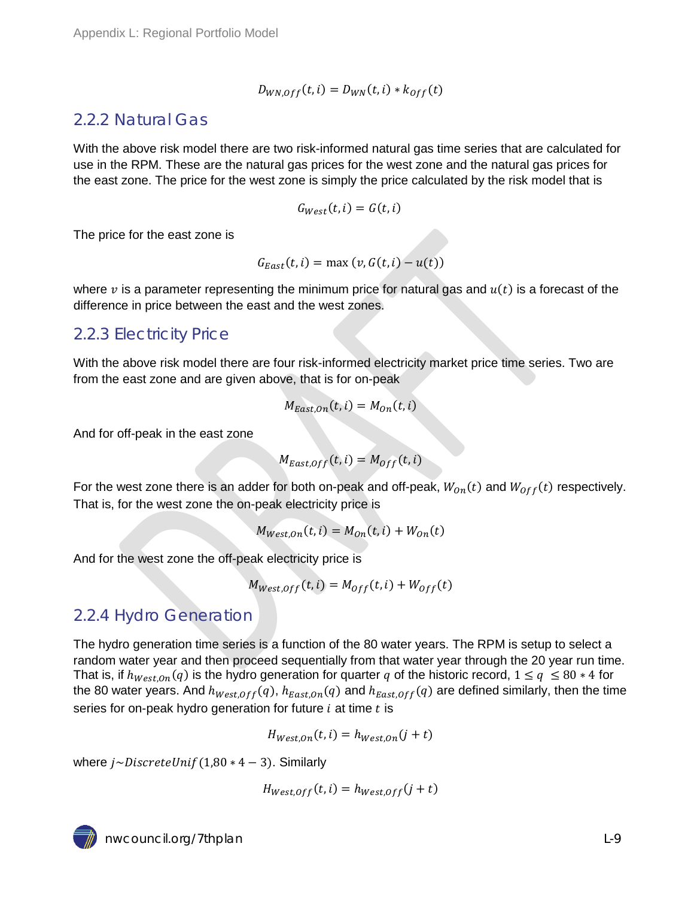$$D_{WN,Off}(t,i) = D_{WN}(t,i) * k_{Off}(t)$$

## 2.2.2 Natural Gas

With the above risk model there are two risk-informed natural gas time series that are calculated for use in the RPM. These are the natural gas prices for the west zone and the natural gas prices for the east zone. The price for the west zone is simply the price calculated by the risk model that is

$$G_{West}(t,i) = G(t,i)$$

The price for the east zone is

$$G_{East}(t,i) = \max\left(v, G(t,i) - u(t)\right)$$

where $v$ is a parameter representing the minimum price for natural gas and $u(t)$ is a forecast of the difference in price between the east and the west zones.

## 2.2.3 Electricity Price

With the above risk model there are four risk-informed electricity market price time series. Two are from the east zone and are given above, that is for on-peak

$$M_{East,On}(t,i) = M_{On}(t,i)$$

And for off-peak in the east zone

$$M_{East,Off}(t,i) = M_{Off}(t,i)$$

For the west zone there is an adder for both on-peak and off-peak, $W_{On}(t)$ and $W_{Off}(t)$ respectively. That is, for the west zone the on-peak electricity price is

$$M_{West,On}(t,i) = M_{On}(t,i) + W_{On}(t)$$

And for the west zone the off-peak electricity price is

$$M_{West,Off}(t,i) = M_{Off}(t,i) + W_{Off}(t)$$

## 2.2.4 Hydro Generation

The hydro generation time series is a function of the 80 water years. The RPM is setup to select a random water year and then proceed sequentially from that water year through the 20 year run time. That is, if $h_{West,On}(q)$ is the hydro generation for quarter $q$ of the historic record, $1 \leq q \leq 80 * 4$ for the 80 water years. And $h_{West,Off}(q)$, $h_{East,On}(q)$ and $h_{East,Off}(q)$ are defined similarly, then the time series for on-peak hydro generation for future $i$ at time $t$ is

$$H_{West,On}(t,i) = h_{West,On}(j+t)$$

where $j \sim DiscreteUnif\,(1, 80 * 4 - 3)$. Similarly

$$H_{West,Off}(t,i) = h_{West,Off}(j+t)$$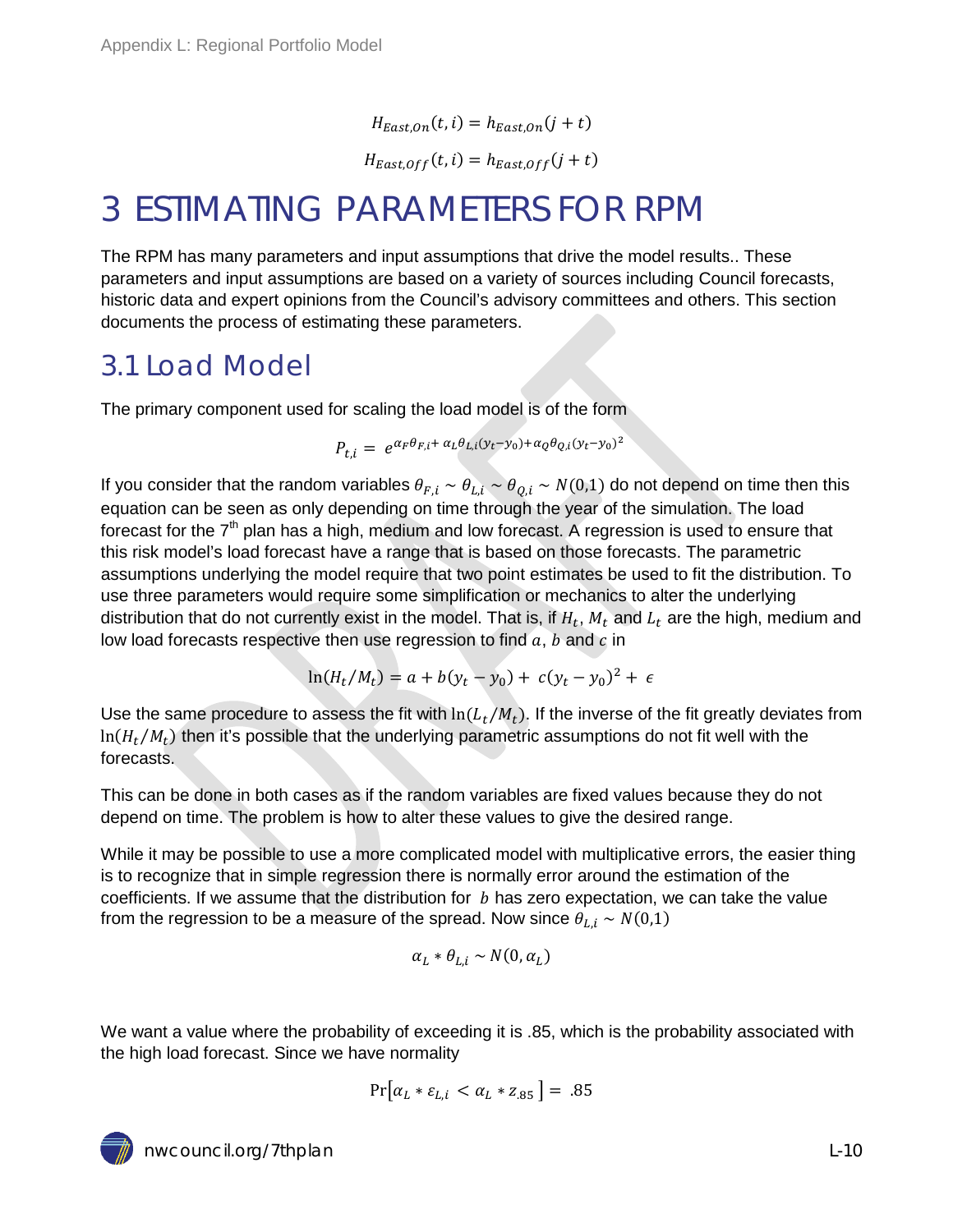$$H_{East,On}(t,i) = h_{East,On}(j+t)$$

$$H_{East,Off}(t,i) = h_{East,Off}(j+t)$$

# 3 ESTIMATING PARAMETERS FOR RPM

The RPM has many parameters and input assumptions that drive the model results.. These parameters and input assumptions are based on a variety of sources including Council forecasts, historic data and expert opinions from the Council's advisory committees and others. This section documents the process of estimating these parameters.

## 3.1 Load Model

The primary component used for scaling the load model is of the form

$$P_{t,i} = e^{\alpha_F \theta_{F,i} + \alpha_L \theta_{L,i}(y_t - y_0) + \alpha_Q \theta_{Q,i}(y_t - y_0)^2}$$

If you consider that the random variables $\theta_{F,i} \sim \theta_{L,i} \sim \theta_{Q,i} \sim N(0,1)$ do not depend on time then this equation can be seen as only depending on time through the year of the simulation. The load forecast for the 7th plan has a high, medium and low forecast. A regression is used to ensure that this risk model's load forecast have a range that is based on those forecasts. The parametric assumptions underlying the model require that two point estimates be used to fit the distribution. To use three parameters would require some simplification or mechanics to alter the underlying distribution that do not currently exist in the model. That is, if $H_t$, $M_t$ and $L_t$ are the high, medium and low load forecasts respective then use regression to find $a$, $b$ and $c$ in

$$\ln(H_t/M_t) = a + b(y_t - y_0) + c(y_t - y_0)^2 + \epsilon$$

Use the same procedure to assess the fit with $\ln(L_t/M_t)$. If the inverse of the fit greatly deviates from $\ln(H_t/M_t)$ then it's possible that the underlying parametric assumptions do not fit well with the forecasts.

This can be done in both cases as if the random variables are fixed values because they do not depend on time. The problem is how to alter these values to give the desired range.

While it may be possible to use a more complicated model with multiplicative errors, the easier thing is to recognize that in simple regression there is normally error around the estimation of the coefficients. If we assume that the distribution for $b$ has zero expectation, we can take the value from the regression to be a measure of the spread. Now since $\theta_{L,i} \sim N(0,1)$

$$\alpha_L * \theta_{L,i} \sim N(0, \alpha_L)$$

We want a value where the probability of exceeding it is .85, which is the probability associated with the high load forecast. Since we have normality

$$\Pr\left[\alpha_L * \varepsilon_{L,i} < \alpha_L * z_{.85}\right] = .85$$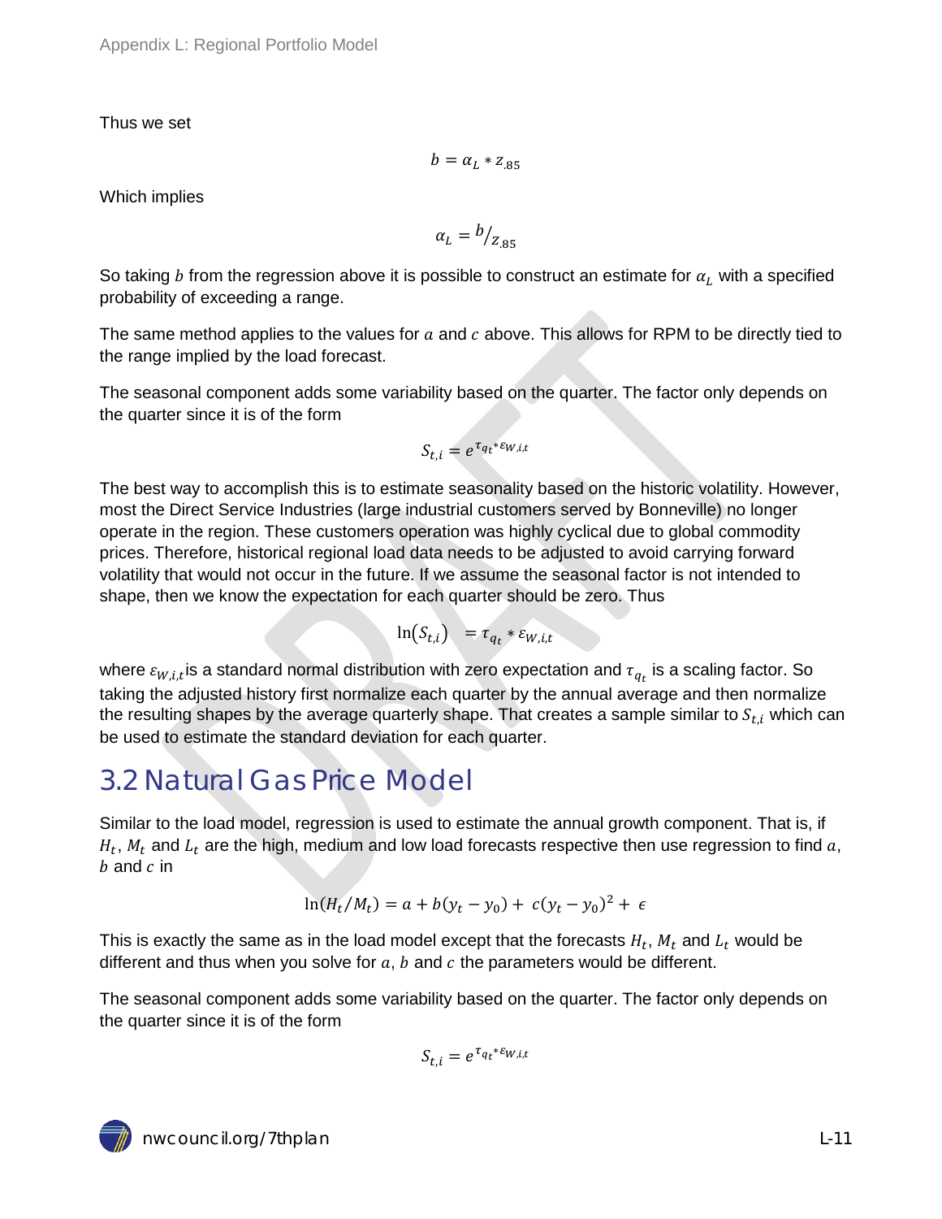Thus we set

$$b = \alpha_L * z_{.85}$$

Which implies

$$\alpha_L = {}^{b}/_{z_{.85}}$$

So taking $b$ from the regression above it is possible to construct an estimate for $\alpha_L$ with a specified probability of exceeding a range.

The same method applies to the values for $a$ and $c$ above. This allows for RPM to be directly tied to the range implied by the load forecast.

The seasonal component adds some variability based on the quarter. The factor only depends on the quarter since it is of the form

$$S_{t,i} = e^{\tau_{q_t} * \varepsilon_{W,i,t}}$$

The best way to accomplish this is to estimate seasonality based on the historic volatility. However, most the Direct Service Industries (large industrial customers served by Bonneville) no longer operate in the region. These customers operation was highly cyclical due to global commodity prices. Therefore, historical regional load data needs to be adjusted to avoid carrying forward volatility that would not occur in the future. If we assume the seasonal factor is not intended to shape, then we know the expectation for each quarter should be zero. Thus

$$\ln(S_{t,i}) \quad = \tau_{q_t} * \varepsilon_{W,i,t}$$

where $\varepsilon_{W,i,t}$is a standard normal distribution with zero expectation and $\tau_{q_t}$ is a scaling factor. So taking the adjusted history first normalize each quarter by the annual average and then normalize the resulting shapes by the average quarterly shape. That creates a sample similar to $S_{t,i}$ which can be used to estimate the standard deviation for each quarter.

## 3.2 Natural Gas Price Model

Similar to the load model, regression is used to estimate the annual growth component. That is, if $H_t$, $M_t$ and $L_t$ are the high, medium and low load forecasts respective then use regression to find $a$, $b$ and $c$ in

$$\ln(H_t/M_t) = a + b(y_t - y_0) + \; c(y_t - y_0)^2 + \; \epsilon$$

This is exactly the same as in the load model except that the forecasts $H_t$, $M_t$ and $L_t$ would be different and thus when you solve for $a$, $b$ and $c$ the parameters would be different.

The seasonal component adds some variability based on the quarter. The factor only depends on the quarter since it is of the form

$$S_{t,i} = e^{\tau_{q_t} * \varepsilon_{W,i,t}}$$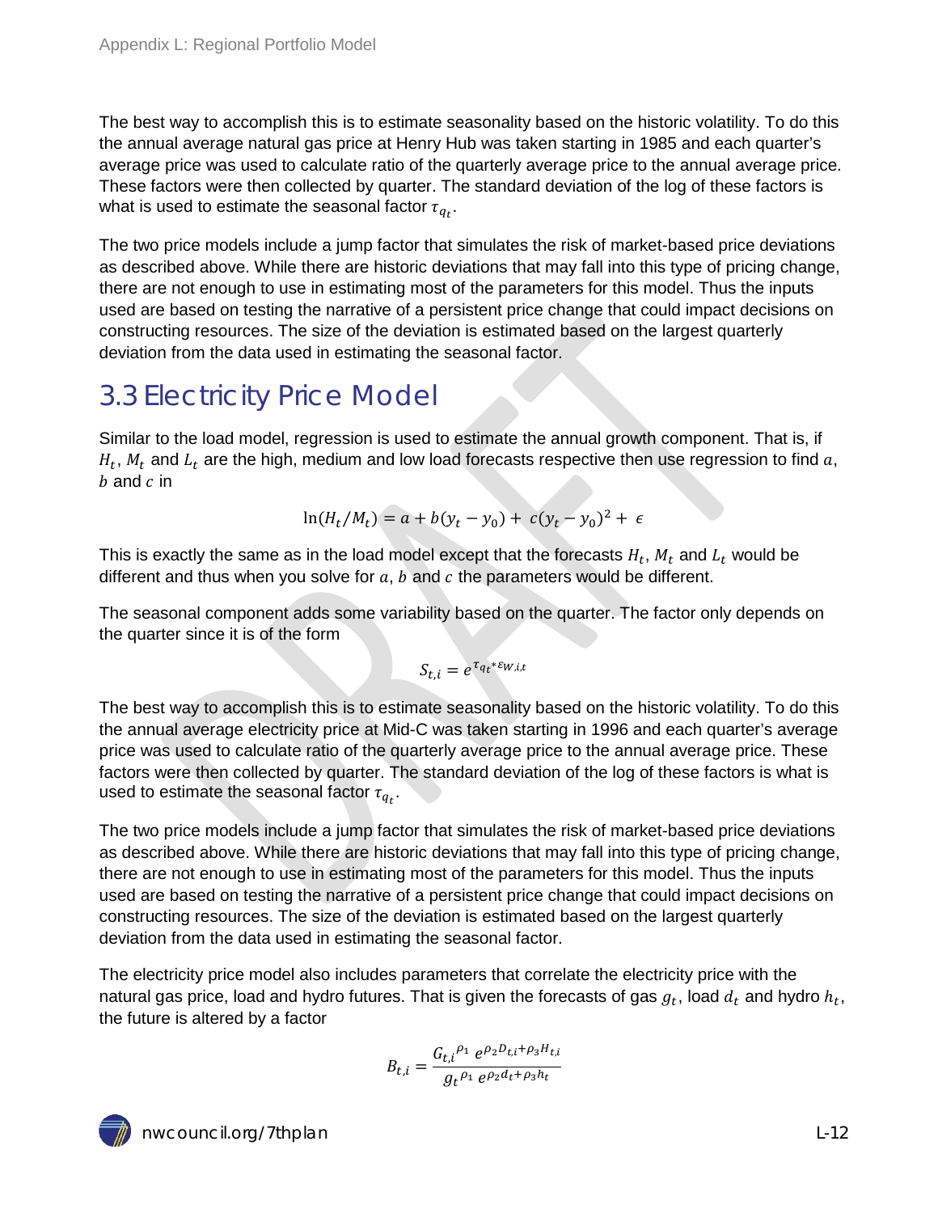The best way to accomplish this is to estimate seasonality based on the historic volatility. To do this the annual average natural gas price at Henry Hub was taken starting in 1985 and each quarter's average price was used to calculate ratio of the quarterly average price to the annual average price. These factors were then collected by quarter. The standard deviation of the log of these factors is what is used to estimate the seasonal factor $\tau_{q_t}$.

The two price models include a jump factor that simulates the risk of market-based price deviations as described above. While there are historic deviations that may fall into this type of pricing change, there are not enough to use in estimating most of the parameters for this model. Thus the inputs used are based on testing the narrative of a persistent price change that could impact decisions on constructing resources. The size of the deviation is estimated based on the largest quarterly deviation from the data used in estimating the seasonal factor.

## 3.3 Electricity Price Model

Similar to the load model, regression is used to estimate the annual growth component. That is, if $H_t$, $M_t$ and $L_t$ are the high, medium and low load forecasts respective then use regression to find $a$, $b$ and $c$ in

$$\ln(H_t/M_t) = a + b(y_t - y_0) + c(y_t - y_0)^2 + \epsilon$$

This is exactly the same as in the load model except that the forecasts $H_t$, $M_t$ and $L_t$ would be different and thus when you solve for $a$, $b$ and $c$ the parameters would be different.

The seasonal component adds some variability based on the quarter. The factor only depends on the quarter since it is of the form

$$S_{t,i} = e^{\tau_{q_t} * \varepsilon_{W,i,t}}$$

The best way to accomplish this is to estimate seasonality based on the historic volatility. To do this the annual average electricity price at Mid-C was taken starting in 1996 and each quarter's average price was used to calculate ratio of the quarterly average price to the annual average price. These factors were then collected by quarter. The standard deviation of the log of these factors is what is used to estimate the seasonal factor $\tau_{q_t}$.

The two price models include a jump factor that simulates the risk of market-based price deviations as described above. While there are historic deviations that may fall into this type of pricing change, there are not enough to use in estimating most of the parameters for this model. Thus the inputs used are based on testing the narrative of a persistent price change that could impact decisions on constructing resources. The size of the deviation is estimated based on the largest quarterly deviation from the data used in estimating the seasonal factor.

The electricity price model also includes parameters that correlate the electricity price with the natural gas price, load and hydro futures. That is given the forecasts of gas $g_t$, load $d_t$ and hydro $h_t$, the future is altered by a factor

$$B_{t,i} = \frac{{G_{t,i}}^{\rho_1} \; e^{\rho_2 D_{t,i} + \rho_3 H_{t,i}}}{{g_t}^{\rho_1} \; e^{\rho_2 d_t + \rho_3 h_t}}$$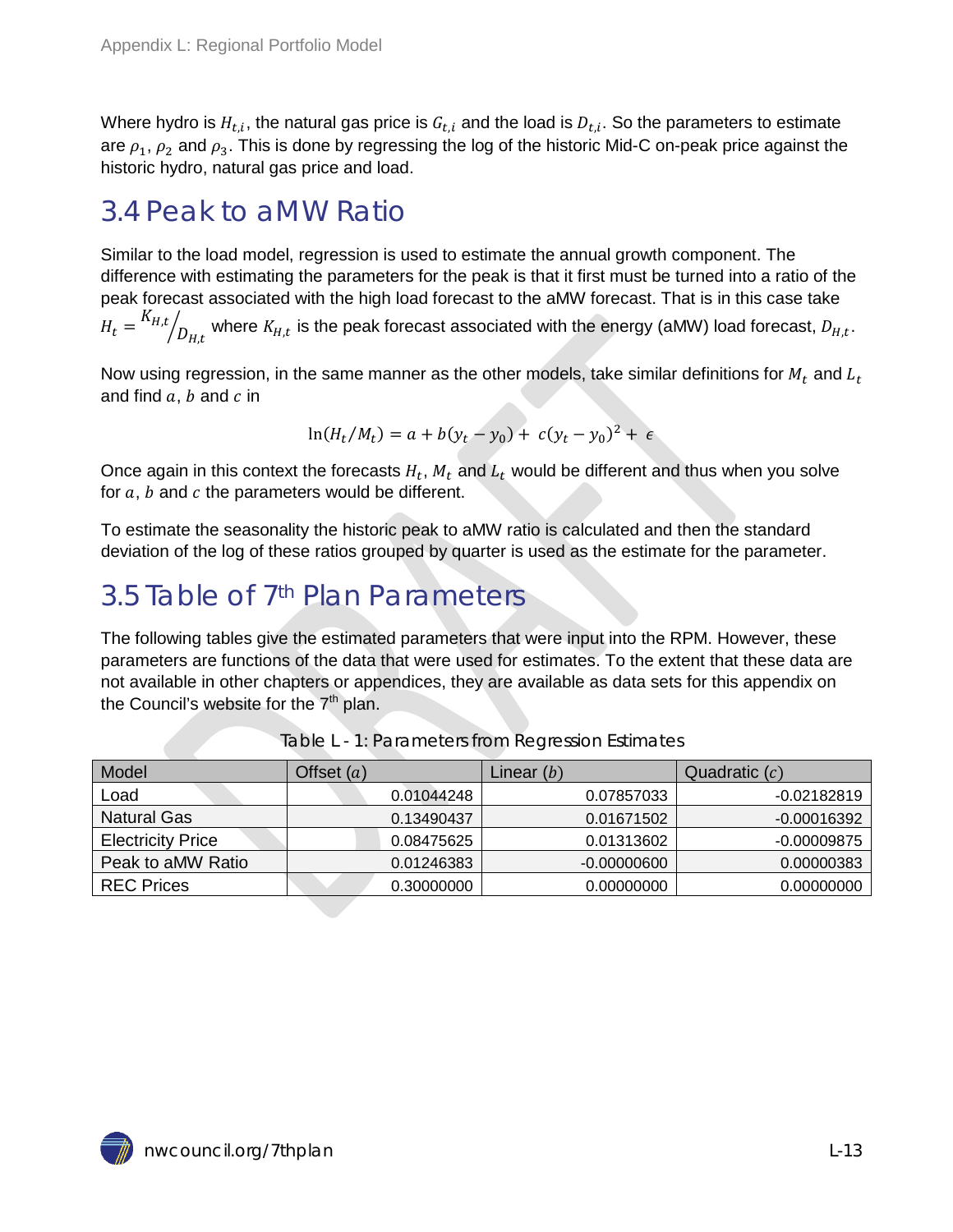Where hydro is $H_{t,i}$, the natural gas price is $G_{t,i}$ and the load is $D_{t,i}$. So the parameters to estimate are $\rho_1$, $\rho_2$ and $\rho_3$. This is done by regressing the log of the historic Mid-C on-peak price against the historic hydro, natural gas price and load.

## 3.4 Peak to aMW Ratio

Similar to the load model, regression is used to estimate the annual growth component. The difference with estimating the parameters for the peak is that it first must be turned into a ratio of the peak forecast associated with the high load forecast to the aMW forecast. That is in this case take $H_t = {K_{H,t}}/{D_{H,t}}$ where $K_{H,t}$ is the peak forecast associated with the energy (aMW) load forecast, $D_{H,t}$.

Now using regression, in the same manner as the other models, take similar definitions for $M_t$ and $L_t$ and find $a$, $b$ and $c$ in

$$\ln(H_t/M_t) = a + b(y_t - y_0) + c(y_t - y_0)^2 + \epsilon$$

Once again in this context the forecasts $H_t$, $M_t$ and $L_t$ would be different and thus when you solve for $a$, $b$ and $c$ the parameters would be different.

To estimate the seasonality the historic peak to aMW ratio is calculated and then the standard deviation of the log of these ratios grouped by quarter is used as the estimate for the parameter.

## 3.5 Table of 7th Plan Parameters

The following tables give the estimated parameters that were input into the RPM. However, these parameters are functions of the data that were used for estimates. To the extent that these data are not available in other chapters or appendices, they are available as data sets for this appendix on the Council's website for the 7th plan.

Table L - 1: Parameters from Regression Estimates

| Model | Offset ($a$) | Linear ($b$) | Quadratic ($c$) |
|---|---|---|---|
| Load | 0.01044248 | 0.07857033 | -0.02182819 |
| Natural Gas | 0.13490437 | 0.01671502 | -0.00016392 |
| Electricity Price | 0.08475625 | 0.01313602 | -0.00009875 |
| Peak to aMW Ratio | 0.01246383 | -0.00000600 | 0.00000383 |
| REC Prices | 0.30000000 | 0.00000000 | 0.00000000 |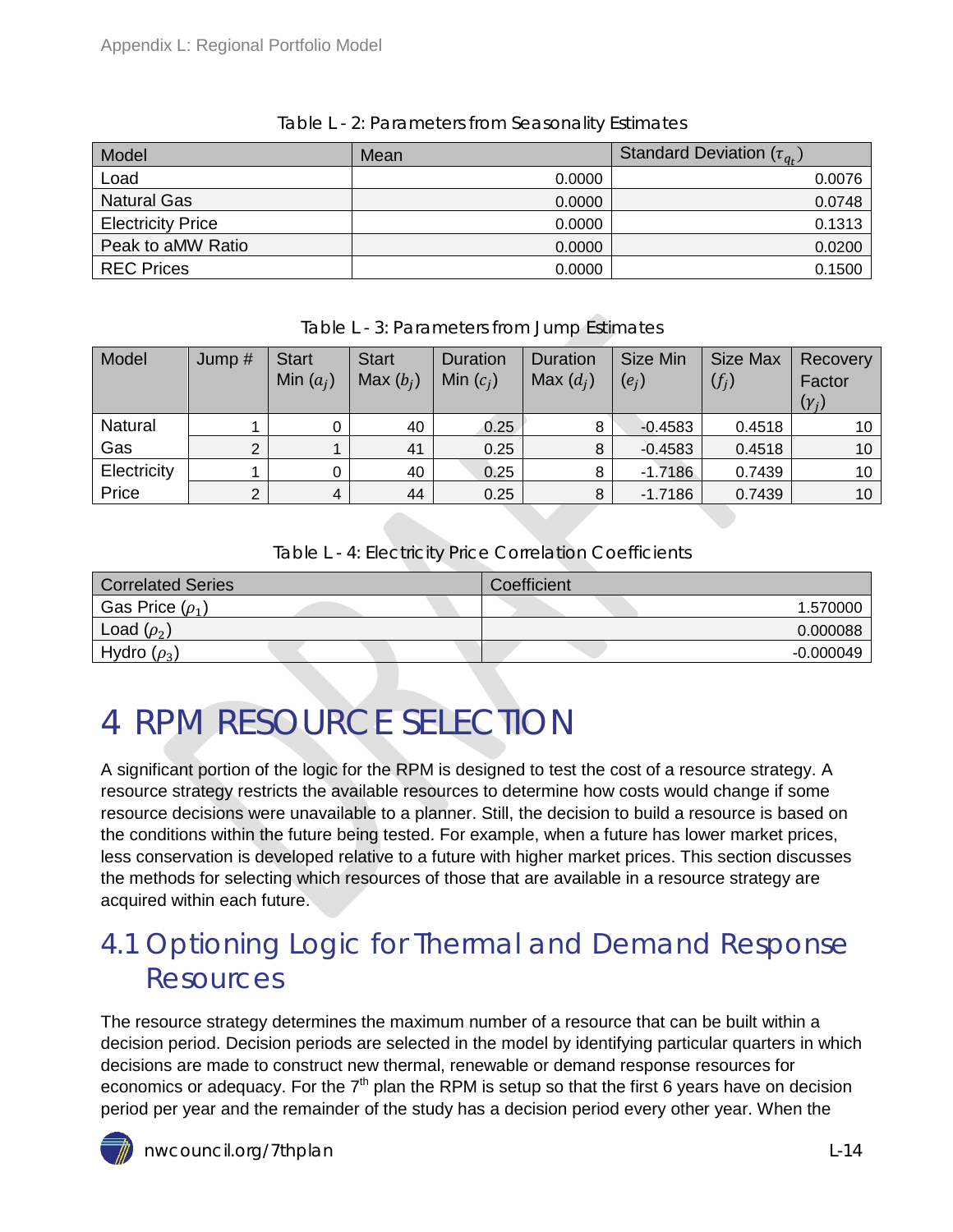Table L - 2: Parameters from Seasonality Estimates

| Model | Mean | Standard Deviation ($\tau_{q_t}$) |
|---|---|---|
| Load | 0.0000 | 0.0076 |
| Natural Gas | 0.0000 | 0.0748 |
| Electricity Price | 0.0000 | 0.1313 |
| Peak to aMW Ratio | 0.0000 | 0.0200 |
| REC Prices | 0.0000 | 0.1500 |

Table L - 3: Parameters from Jump Estimates

| Model | Jump # | Start Min ($a_j$) | Start Max ($b_j$) | Duration Min ($c_j$) | Duration Max ($d_j$) | Size Min ($e_j$) | Size Max ($f_j$) | Recovery Factor ($\gamma_j$) |
|---|---|---|---|---|---|---|---|---|
| Natural Gas | 1 | 0 | 40 | 0.25 | 8 | -0.4583 | 0.4518 | 10 |
| | 2 | 1 | 41 | 0.25 | 8 | -0.4583 | 0.4518 | 10 |
| Electricity Price | 1 | 0 | 40 | 0.25 | 8 | -1.7186 | 0.7439 | 10 |
| | 2 | 4 | 44 | 0.25 | 8 | -1.7186 | 0.7439 | 10 |

Table L - 4: Electricity Price Correlation Coefficients

| Correlated Series | Coefficient |
|---|---|
| Gas Price ($\rho_1$) | 1.570000 |
| Load ($\rho_2$) | 0.000088 |
| Hydro ($\rho_3$) | -0.000049 |

# 4 RPM RESOURCE SELECTION

A significant portion of the logic for the RPM is designed to test the cost of a resource strategy. A resource strategy restricts the available resources to determine how costs would change if some resource decisions were unavailable to a planner. Still, the decision to build a resource is based on the conditions within the future being tested. For example, when a future has lower market prices, less conservation is developed relative to a future with higher market prices. This section discusses the methods for selecting which resources of those that are available in a resource strategy are acquired within each future.

## 4.1 Optioning Logic for Thermal and Demand Response Resources

The resource strategy determines the maximum number of a resource that can be built within a decision period. Decision periods are selected in the model by identifying particular quarters in which decisions are made to construct new thermal, renewable or demand response resources for economics or adequacy. For the 7th plan the RPM is setup so that the first 6 years have on decision period per year and the remainder of the study has a decision period every other year. When the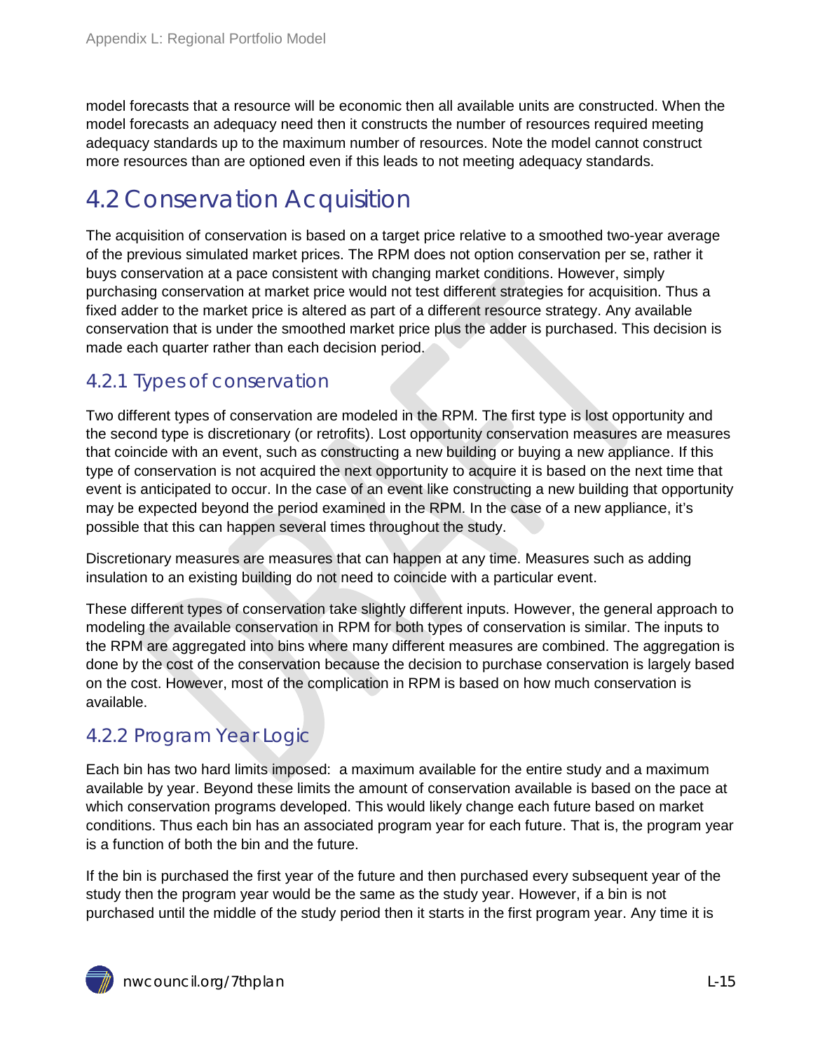model forecasts that a resource will be economic then all available units are constructed. When the model forecasts an adequacy need then it constructs the number of resources required meeting adequacy standards up to the maximum number of resources. Note the model cannot construct more resources than are optioned even if this leads to not meeting adequacy standards.

## 4.2 Conservation Acquisition

The acquisition of conservation is based on a target price relative to a smoothed two-year average of the previous simulated market prices. The RPM does not option conservation per se, rather it buys conservation at a pace consistent with changing market conditions. However, simply purchasing conservation at market price would not test different strategies for acquisition. Thus a fixed adder to the market price is altered as part of a different resource strategy. Any available conservation that is under the smoothed market price plus the adder is purchased. This decision is made each quarter rather than each decision period.

### 4.2.1 Types of conservation

Two different types of conservation are modeled in the RPM. The first type is lost opportunity and the second type is discretionary (or retrofits). Lost opportunity conservation measures are measures that coincide with an event, such as constructing a new building or buying a new appliance. If this type of conservation is not acquired the next opportunity to acquire it is based on the next time that event is anticipated to occur. In the case of an event like constructing a new building that opportunity may be expected beyond the period examined in the RPM. In the case of a new appliance, it's possible that this can happen several times throughout the study.

Discretionary measures are measures that can happen at any time. Measures such as adding insulation to an existing building do not need to coincide with a particular event.

These different types of conservation take slightly different inputs. However, the general approach to modeling the available conservation in RPM for both types of conservation is similar. The inputs to the RPM are aggregated into bins where many different measures are combined. The aggregation is done by the cost of the conservation because the decision to purchase conservation is largely based on the cost. However, most of the complication in RPM is based on how much conservation is available.

### 4.2.2 Program Year Logic

Each bin has two hard limits imposed: a maximum available for the entire study and a maximum available by year. Beyond these limits the amount of conservation available is based on the pace at which conservation programs developed. This would likely change each future based on market conditions. Thus each bin has an associated program year for each future. That is, the program year is a function of both the bin and the future.

If the bin is purchased the first year of the future and then purchased every subsequent year of the study then the program year would be the same as the study year. However, if a bin is not purchased until the middle of the study period then it starts in the first program year. Any time it is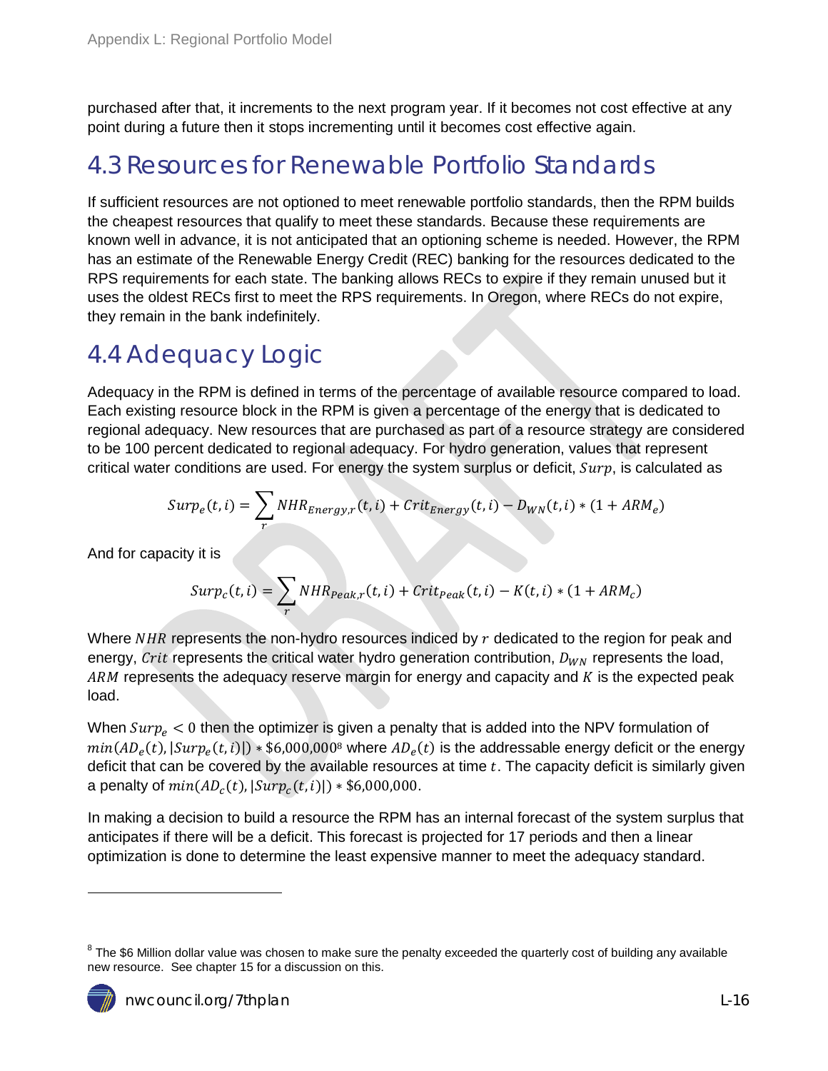purchased after that, it increments to the next program year. If it becomes not cost effective at any point during a future then it stops incrementing until it becomes cost effective again.

## 4.3 Resources for Renewable Portfolio Standards

If sufficient resources are not optioned to meet renewable portfolio standards, then the RPM builds the cheapest resources that qualify to meet these standards. Because these requirements are known well in advance, it is not anticipated that an optioning scheme is needed. However, the RPM has an estimate of the Renewable Energy Credit (REC) banking for the resources dedicated to the RPS requirements for each state. The banking allows RECs to expire if they remain unused but it uses the oldest RECs first to meet the RPS requirements. In Oregon, where RECs do not expire, they remain in the bank indefinitely.

## 4.4 Adequacy Logic

Adequacy in the RPM is defined in terms of the percentage of available resource compared to load. Each existing resource block in the RPM is given a percentage of the energy that is dedicated to regional adequacy. New resources that are purchased as part of a resource strategy are considered to be 100 percent dedicated to regional adequacy. For hydro generation, values that represent critical water conditions are used. For energy the system surplus or deficit, $Surp$, is calculated as

$$Surp_e(t,i) = \sum_r NHR_{Energy,r}(t,i) + Crit_{Energy}(t,i) - D_{WN}(t,i) * (1 + ARM_e)$$

And for capacity it is

$$Surp_c(t,i) = \sum_r NHR_{Peak,r}(t,i) + Crit_{Peak}(t,i) - K(t,i) * (1 + ARM_c)$$

Where $NHR$ represents the non-hydro resources indiced by $r$ dedicated to the region for peak and energy, $Crit$ represents the critical water hydro generation contribution, $D_{WN}$ represents the load, $ARM$ represents the adequacy reserve margin for energy and capacity and $K$ is the expected peak load.

When $Surp_e < 0$ then the optimizer is given a penalty that is added into the NPV formulation of $min(AD_e(t), |Surp_e(t,i)|) * \$6{,}000{,}000$[8] where $AD_e(t)$ is the addressable energy deficit or the energy deficit that can be covered by the available resources at time $t$. The capacity deficit is similarly given a penalty of $min(AD_c(t), |Surp_c(t,i)|) * \$6{,}000{,}000$.

In making a decision to build a resource the RPM has an internal forecast of the system surplus that anticipates if there will be a deficit. This forecast is projected for 17 periods and then a linear optimization is done to determine the least expensive manner to meet the adequacy standard.

---

[8] The \$6 Million dollar value was chosen to make sure the penalty exceeded the quarterly cost of building any available new resource. See chapter 15 for a discussion on this.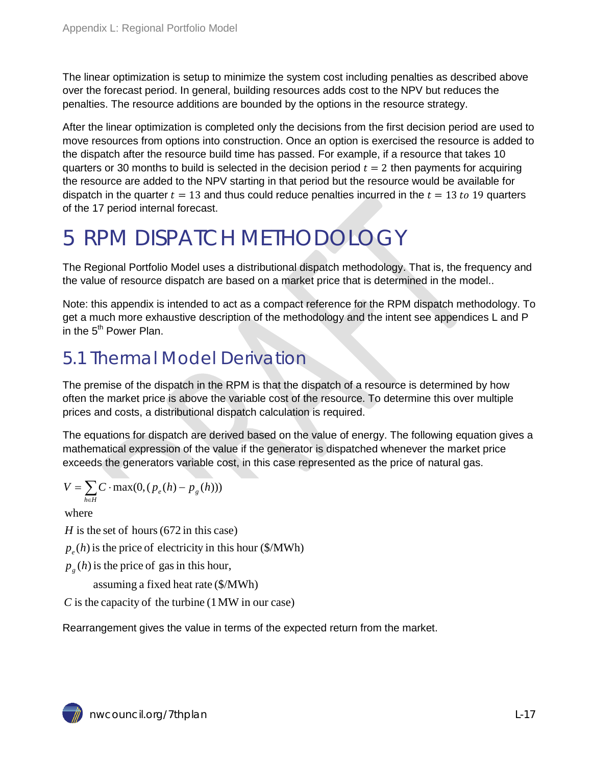The linear optimization is setup to minimize the system cost including penalties as described above over the forecast period. In general, building resources adds cost to the NPV but reduces the penalties. The resource additions are bounded by the options in the resource strategy.

After the linear optimization is completed only the decisions from the first decision period are used to move resources from options into construction. Once an option is exercised the resource is added to the dispatch after the resource build time has passed. For example, if a resource that takes 10 quarters or 30 months to build is selected in the decision period $t = 2$ then payments for acquiring the resource are added to the NPV starting in that period but the resource would be available for dispatch in the quarter $t = 13$ and thus could reduce penalties incurred in the $t = 13\ to\ 19$ quarters of the 17 period internal forecast.

# 5 RPM DISPATCH METHODOLOGY

The Regional Portfolio Model uses a distributional dispatch methodology. That is, the frequency and the value of resource dispatch are based on a market price that is determined in the model..

Note: this appendix is intended to act as a compact reference for the RPM dispatch methodology. To get a much more exhaustive description of the methodology and the intent see appendices L and P in the 5th Power Plan.

## 5.1 Thermal Model Derivation

The premise of the dispatch in the RPM is that the dispatch of a resource is determined by how often the market price is above the variable cost of the resource. To determine this over multiple prices and costs, a distributional dispatch calculation is required.

The equations for dispatch are derived based on the value of energy. The following equation gives a mathematical expression of the value if the generator is dispatched whenever the market price exceeds the generators variable cost, in this case represented as the price of natural gas.

$$V = \sum_{h \in H} C \cdot \max(0, (p_e(h) - p_g(h)))$$

where

$H$ is the set of hours (672 in this case)

$p_e(h)$ is the price of electricity in this hour (\$/MWh)

$p_g(h)$ is the price of gas in this hour,

assuming a fixed heat rate (\$/MWh)

$C$ is the capacity of the turbine (1 MW in our case)

Rearrangement gives the value in terms of the expected return from the market.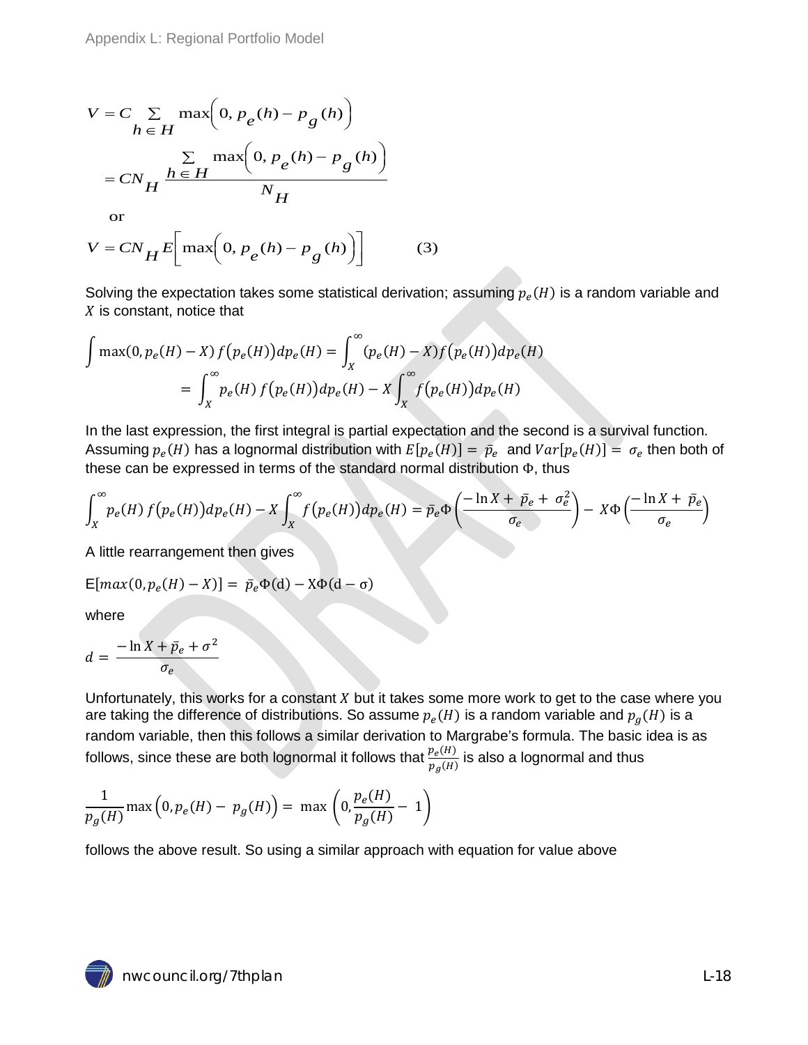$$V = C \sum_{h \in H} \max\left(0, p_e(h) - p_g(h)\right)$$

$$= CN_H \frac{\sum_{h \in H} \max\left(0, p_e(h) - p_g(h)\right)}{N_H}$$

or

$$V = CN_H E\left[\max\left(0, p_e(h) - p_g(h)\right)\right] \qquad (3)$$

Solving the expectation takes some statistical derivation; assuming $p_e(H)$ is a random variable and $X$ is constant, notice that

$$\int \max(0, p_e(H) - X) f\left(p_e(H)\right) dp_e(H) = \int_X^\infty (p_e(H) - X) f\left(p_e(H)\right) dp_e(H)$$
$$= \int_X^\infty p_e(H) f\left(p_e(H)\right) dp_e(H) - X \int_X^\infty f\left(p_e(H)\right) dp_e(H)$$

In the last expression, the first integral is partial expectation and the second is a survival function. Assuming $p_e(H)$ has a lognormal distribution with $E[p_e(H)] = \bar{p}_e$ and $Var[p_e(H)] = \sigma_e$ then both of these can be expressed in terms of the standard normal distribution $\Phi$, thus

$$\int_X^\infty p_e(H) f\left(p_e(H)\right) dp_e(H) - X \int_X^\infty f\left(p_e(H)\right) dp_e(H) = \bar{p}_e \Phi\left(\frac{-\ln X + \bar{p}_e + \sigma_e^2}{\sigma_e}\right) - X\Phi\left(\frac{-\ln X + \bar{p}_e}{\sigma_e}\right)$$

A little rearrangement then gives

$$\mathrm{E}[max(0, p_e(H) - X)] = \bar{p}_e \Phi(\mathrm{d}) - \mathrm{X}\Phi(\mathrm{d} - \sigma)$$

where

$$d = \frac{-\ln X + \bar{p}_e + \sigma^2}{\sigma_e}$$

Unfortunately, this works for a constant $X$ but it takes some more work to get to the case where you are taking the difference of distributions. So assume $p_e(H)$ is a random variable and $p_g(H)$ is a random variable, then this follows a similar derivation to Margrabe's formula. The basic idea is as follows, since these are both lognormal it follows that $\frac{p_e(H)}{p_g(H)}$ is also a lognormal and thus

$$\frac{1}{p_g(H)} \max\left(0, p_e(H) - p_g(H)\right) = \max\left(0, \frac{p_e(H)}{p_g(H)} - 1\right)$$

follows the above result. So using a similar approach with equation for value above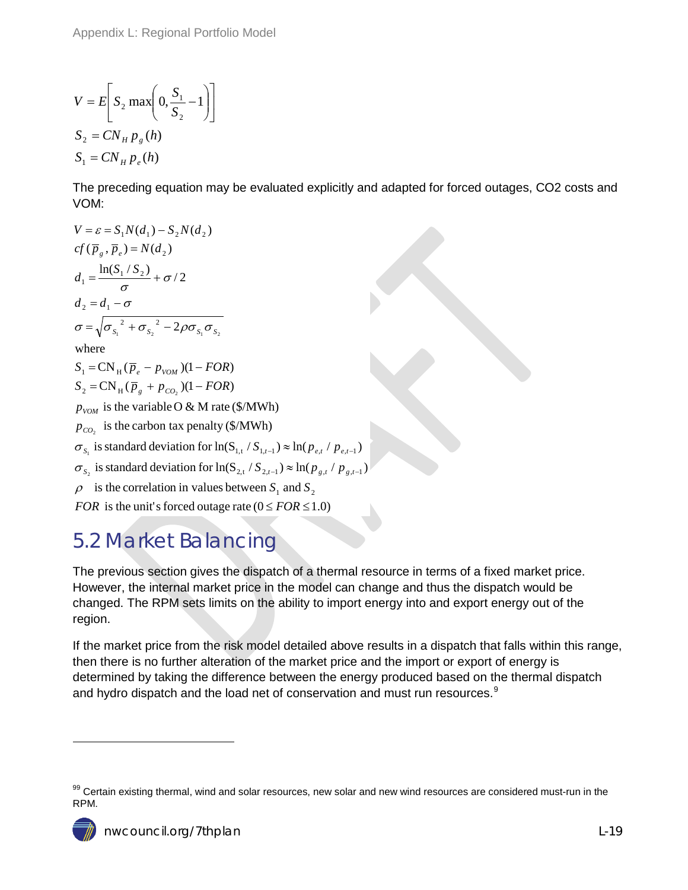$$V = E\left[ S_2 \max\left(0, \frac{S_1}{S_2} - 1\right)\right]$$

$$S_2 = CN_H p_g(h)$$

$$S_1 = CN_H p_e(h)$$

The preceding equation may be evaluated explicitly and adapted for forced outages, CO2 costs and VOM:

$$V = \varepsilon = S_1 N(d_1) - S_2 N(d_2)$$

$$cf(\overline{p}_g, \overline{p}_e) = N(d_2)$$

$$d_1 = \frac{\ln(S_1 / S_2)}{\sigma} + \sigma / 2$$

$$d_2 = d_1 - \sigma$$

$$\sigma = \sqrt{\sigma_{S_1}{}^2 + \sigma_{S_2}{}^2 - 2\rho\sigma_{S_1}\sigma_{S_2}}$$

where

$$S_1 = \text{CN}_\text{H}(\overline{p}_e - p_{VOM})(1 - FOR)$$

$$S_2 = \text{CN}_\text{H}(\overline{p}_g + p_{CO_2})(1 - FOR)$$

$p_{VOM}$ is the variable O & M rate (\$/MWh)

$p_{CO_2}$ is the carbon tax penalty (\$/MWh)

$\sigma_{S_1}$ is standard deviation for $\ln(\text{S}_{1,\text{t}} / S_{1,t-1}) \approx \ln(p_{e,t} / p_{e,t-1})$

$\sigma_{S_2}$ is standard deviation for $\ln(\text{S}_{2,\text{t}} / S_{2,t-1}) \approx \ln(p_{g,t} / p_{g,t-1})$

$\rho$ is the correlation in values between $S_1$ and $S_2$

$FOR$ is the unit's forced outage rate $(0 \leq FOR \leq 1.0)$

## 5.2 Market Balancing

The previous section gives the dispatch of a thermal resource in terms of a fixed market price. However, the internal market price in the model can change and thus the dispatch would be changed. The RPM sets limits on the ability to import energy into and export energy out of the region.

If the market price from the risk model detailed above results in a dispatch that falls within this range, then there is no further alteration of the market price and the import or export of energy is determined by taking the difference between the energy produced based on the thermal dispatch and hydro dispatch and the load net of conservation and must run resources.[9]

[99] Certain existing thermal, wind and solar resources, new solar and new wind resources are considered must-run in the RPM.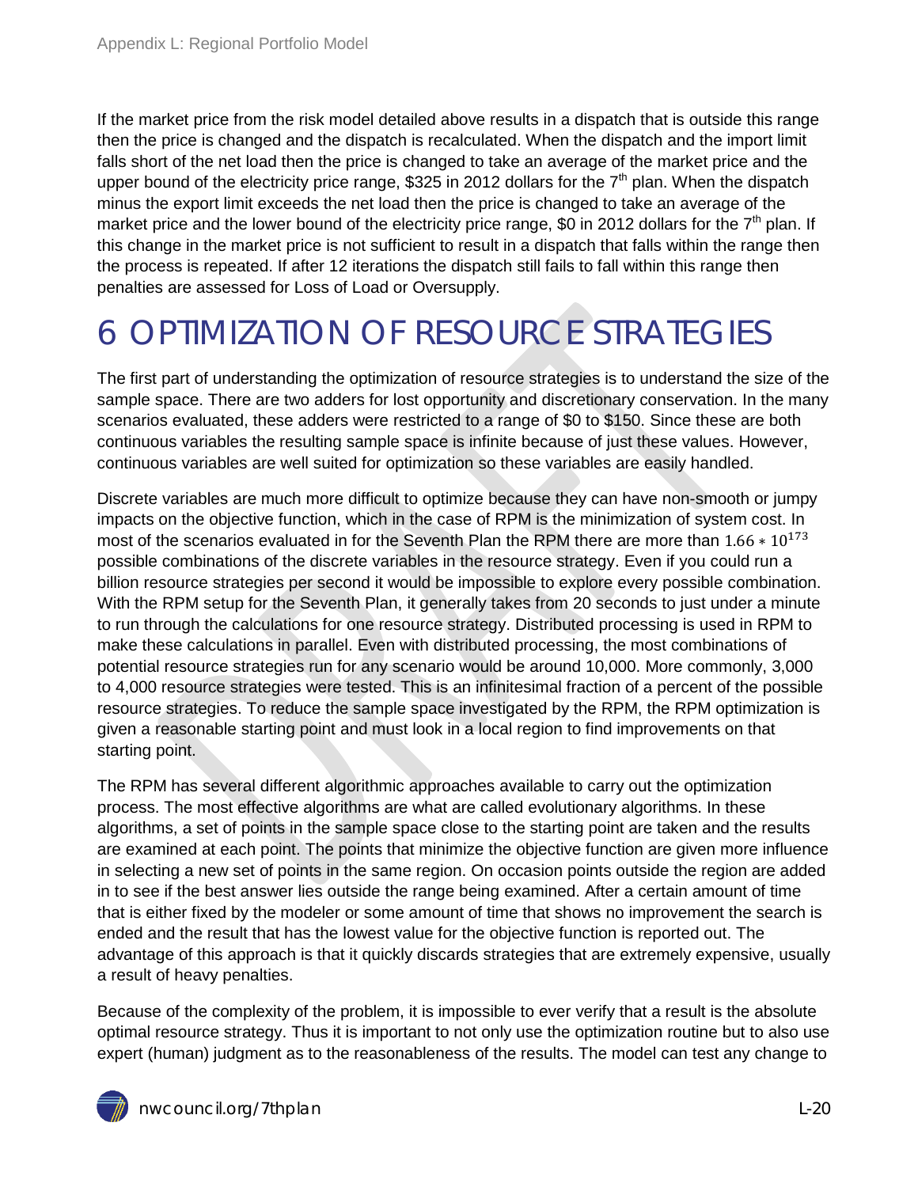If the market price from the risk model detailed above results in a dispatch that is outside this range then the price is changed and the dispatch is recalculated. When the dispatch and the import limit falls short of the net load then the price is changed to take an average of the market price and the upper bound of the electricity price range, \$325 in 2012 dollars for the 7th plan. When the dispatch minus the export limit exceeds the net load then the price is changed to take an average of the market price and the lower bound of the electricity price range, \$0 in 2012 dollars for the 7th plan. If this change in the market price is not sufficient to result in a dispatch that falls within the range then the process is repeated. If after 12 iterations the dispatch still fails to fall within this range then penalties are assessed for Loss of Load or Oversupply.

# 6 OPTIMIZATION OF RESOURCE STRATEGIES

The first part of understanding the optimization of resource strategies is to understand the size of the sample space. There are two adders for lost opportunity and discretionary conservation. In the many scenarios evaluated, these adders were restricted to a range of \$0 to \$150. Since these are both continuous variables the resulting sample space is infinite because of just these values. However, continuous variables are well suited for optimization so these variables are easily handled.

Discrete variables are much more difficult to optimize because they can have non-smooth or jumpy impacts on the objective function, which in the case of RPM is the minimization of system cost. In most of the scenarios evaluated in for the Seventh Plan the RPM there are more than $1.66 * 10^{173}$ possible combinations of the discrete variables in the resource strategy. Even if you could run a billion resource strategies per second it would be impossible to explore every possible combination. With the RPM setup for the Seventh Plan, it generally takes from 20 seconds to just under a minute to run through the calculations for one resource strategy. Distributed processing is used in RPM to make these calculations in parallel. Even with distributed processing, the most combinations of potential resource strategies run for any scenario would be around 10,000. More commonly, 3,000 to 4,000 resource strategies were tested. This is an infinitesimal fraction of a percent of the possible resource strategies. To reduce the sample space investigated by the RPM, the RPM optimization is given a reasonable starting point and must look in a local region to find improvements on that starting point.

The RPM has several different algorithmic approaches available to carry out the optimization process. The most effective algorithms are what are called evolutionary algorithms. In these algorithms, a set of points in the sample space close to the starting point are taken and the results are examined at each point. The points that minimize the objective function are given more influence in selecting a new set of points in the same region. On occasion points outside the region are added in to see if the best answer lies outside the range being examined. After a certain amount of time that is either fixed by the modeler or some amount of time that shows no improvement the search is ended and the result that has the lowest value for the objective function is reported out. The advantage of this approach is that it quickly discards strategies that are extremely expensive, usually a result of heavy penalties.

Because of the complexity of the problem, it is impossible to ever verify that a result is the absolute optimal resource strategy. Thus it is important to not only use the optimization routine but to also use expert (human) judgment as to the reasonableness of the results. The model can test any change to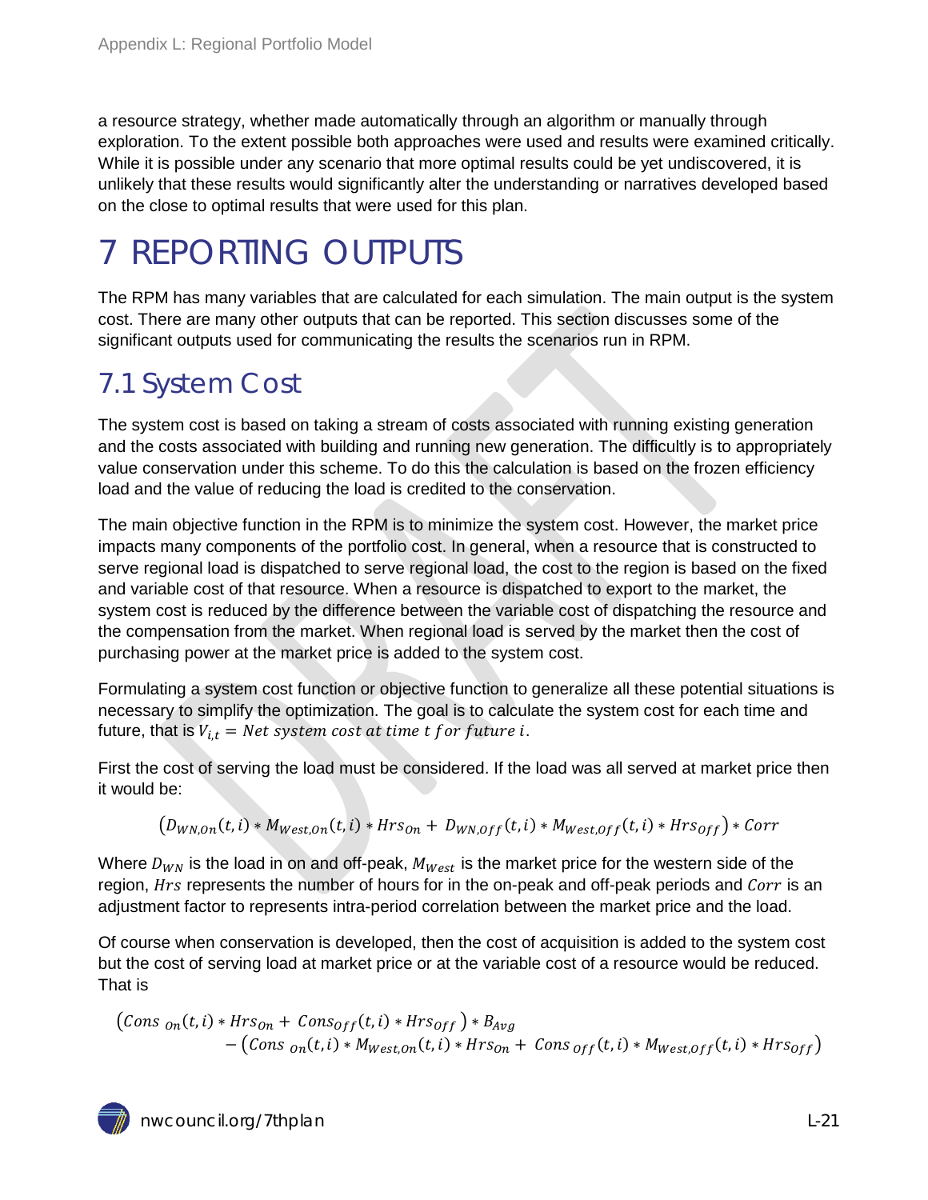a resource strategy, whether made automatically through an algorithm or manually through exploration. To the extent possible both approaches were used and results were examined critically. While it is possible under any scenario that more optimal results could be yet undiscovered, it is unlikely that these results would significantly alter the understanding or narratives developed based on the close to optimal results that were used for this plan.

# 7 REPORTING OUTPUTS

The RPM has many variables that are calculated for each simulation. The main output is the system cost. There are many other outputs that can be reported. This section discusses some of the significant outputs used for communicating the results the scenarios run in RPM.

## 7.1 System Cost

The system cost is based on taking a stream of costs associated with running existing generation and the costs associated with building and running new generation. The difficultly is to appropriately value conservation under this scheme. To do this the calculation is based on the frozen efficiency load and the value of reducing the load is credited to the conservation.

The main objective function in the RPM is to minimize the system cost. However, the market price impacts many components of the portfolio cost. In general, when a resource that is constructed to serve regional load is dispatched to serve regional load, the cost to the region is based on the fixed and variable cost of that resource. When a resource is dispatched to export to the market, the system cost is reduced by the difference between the variable cost of dispatching the resource and the compensation from the market. When regional load is served by the market then the cost of purchasing power at the market price is added to the system cost.

Formulating a system cost function or objective function to generalize all these potential situations is necessary to simplify the optimization. The goal is to calculate the system cost for each time and future, that is $V_{i,t} = Net\ system\ cost\ at\ time\ t\ for\ future\ i$.

First the cost of serving the load must be considered. If the load was all served at market price then it would be:

$$\left(D_{WN,On}(t,i) * M_{West,On}(t,i) * Hrs_{On} + D_{WN,Off}(t,i) * M_{West,Off}(t,i) * Hrs_{Off}\right) * Corr$$

Where $D_{WN}$ is the load in on and off-peak, $M_{West}$ is the market price for the western side of the region, $Hrs$ represents the number of hours for in the on-peak and off-peak periods and $Corr$ is an adjustment factor to represents intra-period correlation between the market price and the load.

Of course when conservation is developed, then the cost of acquisition is added to the system cost but the cost of serving load at market price or at the variable cost of a resource would be reduced. That is

$$\begin{aligned}\left(Cons_{On}(t,i) * Hrs_{On} + Cons_{Off}(t,i) * Hrs_{Off}\right) * B_{Avg} \\ - \left(Cons_{On}(t,i) * M_{West,On}(t,i) * Hrs_{On} + Cons_{Off}(t,i) * M_{West,Off}(t,i) * Hrs_{Off}\right)\end{aligned}$$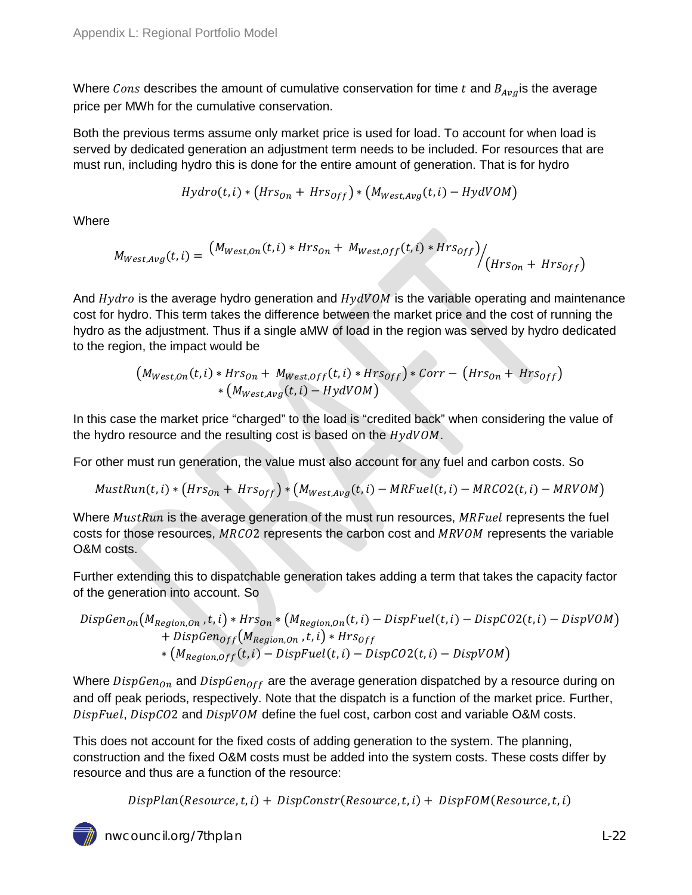Where $Cons$ describes the amount of cumulative conservation for time $t$ and $B_{Avg}$ is the average price per MWh for the cumulative conservation.

Both the previous terms assume only market price is used for load. To account for when load is served by dedicated generation an adjustment term needs to be included. For resources that are must run, including hydro this is done for the entire amount of generation. That is for hydro

$$Hydro(t,i) * (Hrs_{On} + Hrs_{Off}) * (M_{West,Avg}(t,i) - HydVOM)$$

Where

$$M_{West,Avg}(t,i) = \left(M_{West,On}(t,i) * Hrs_{On} + M_{West,Off}(t,i) * Hrs_{Off}\right) / (Hrs_{On} + Hrs_{Off})$$

And $Hydro$ is the average hydro generation and $HydVOM$ is the variable operating and maintenance cost for hydro. This term takes the difference between the market price and the cost of running the hydro as the adjustment. Thus if a single aMW of load in the region was served by hydro dedicated to the region, the impact would be

$$\left(M_{West,On}(t,i) * Hrs_{On} + M_{West,Off}(t,i) * Hrs_{Off}\right) * Corr - (Hrs_{On} + Hrs_{Off}) * (M_{West,Avg}(t,i) - HydVOM)$$

In this case the market price "charged" to the load is "credited back" when considering the value of the hydro resource and the resulting cost is based on the $HydVOM$.

For other must run generation, the value must also account for any fuel and carbon costs. So

$$MustRun(t,i) * (Hrs_{On} + Hrs_{Off}) * (M_{West,Avg}(t,i) - MRFuel(t,i) - MRCO2(t,i) - MRVOM)$$

Where $MustRun$ is the average generation of the must run resources, $MRFuel$ represents the fuel costs for those resources, $MRCO2$ represents the carbon cost and $MRVOM$ represents the variable O&M costs.

Further extending this to dispatchable generation takes adding a term that takes the capacity factor of the generation into account. So

$$DispGen_{On}(M_{Region,On}, t, i) * Hrs_{On} * (M_{Region,On}(t,i) - DispFuel(t,i) - DispCO2(t,i) - DispVOM) + DispGen_{Off}(M_{Region,On}, t, i) * Hrs_{Off} * (M_{Region,Off}(t,i) - DispFuel(t,i) - DispCO2(t,i) - DispVOM)$$

Where $DispGen_{On}$ and $DispGen_{Off}$ are the average generation dispatched by a resource during on and off peak periods, respectively. Note that the dispatch is a function of the market price. Further, $DispFuel$, $DispCO2$ and $DispVOM$ define the fuel cost, carbon cost and variable O&M costs.

This does not account for the fixed costs of adding generation to the system. The planning, construction and the fixed O&M costs must be added into the system costs. These costs differ by resource and thus are a function of the resource:

$$DispPlan(Resource, t, i) + DispConstr(Resource, t, i) + DispFOM(Resource, t, i)$$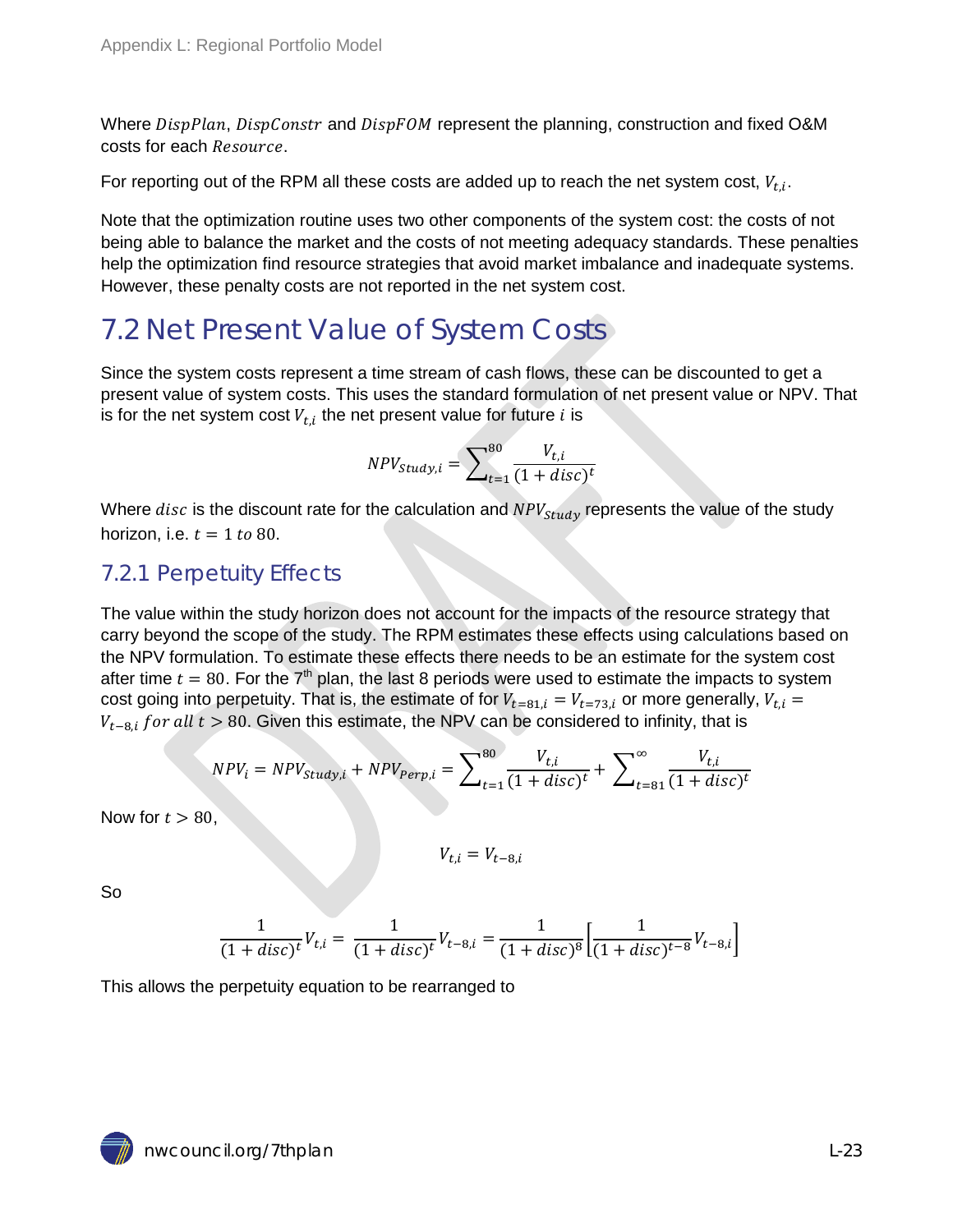Where $DispPlan$, $DispConstr$ and $DispFOM$ represent the planning, construction and fixed O&M costs for each $Resource$.

For reporting out of the RPM all these costs are added up to reach the net system cost, $V_{t,i}$.

Note that the optimization routine uses two other components of the system cost: the costs of not being able to balance the market and the costs of not meeting adequacy standards. These penalties help the optimization find resource strategies that avoid market imbalance and inadequate systems. However, these penalty costs are not reported in the net system cost.

# 7.2 Net Present Value of System Costs

Since the system costs represent a time stream of cash flows, these can be discounted to get a present value of system costs. This uses the standard formulation of net present value or NPV. That is for the net system cost $V_{t,i}$ the net present value for future $i$ is

$$NPV_{Study,i} = \sum_{t=1}^{80} \frac{V_{t,i}}{(1 + disc)^t}$$

Where $disc$ is the discount rate for the calculation and $NPV_{Study}$ represents the value of the study horizon, i.e. $t = 1 \; to \; 80$.

## 7.2.1 Perpetuity Effects

The value within the study horizon does not account for the impacts of the resource strategy that carry beyond the scope of the study. The RPM estimates these effects using calculations based on the NPV formulation. To estimate these effects there needs to be an estimate for the system cost after time $t = 80$. For the 7th plan, the last 8 periods were used to estimate the impacts to system cost going into perpetuity. That is, the estimate of for $V_{t=81,i} = V_{t=73,i}$ or more generally, $V_{t,i} = V_{t-8,i} \; for \; all \; t > 80$. Given this estimate, the NPV can be considered to infinity, that is

$$NPV_i = NPV_{Study,i} + NPV_{Perp,i} = \sum_{t=1}^{80} \frac{V_{t,i}}{(1 + disc)^t} + \sum_{t=81}^{\infty} \frac{V_{t,i}}{(1 + disc)^t}$$

Now for $t > 80$,

$$V_{t,i} = V_{t-8,i}$$

So

$$\frac{1}{(1 + disc)^t} V_{t,i} = \frac{1}{(1 + disc)^t} V_{t-8,i} = \frac{1}{(1 + disc)^8} \left[ \frac{1}{(1 + disc)^{t-8}} V_{t-8,i} \right]$$

This allows the perpetuity equation to be rearranged to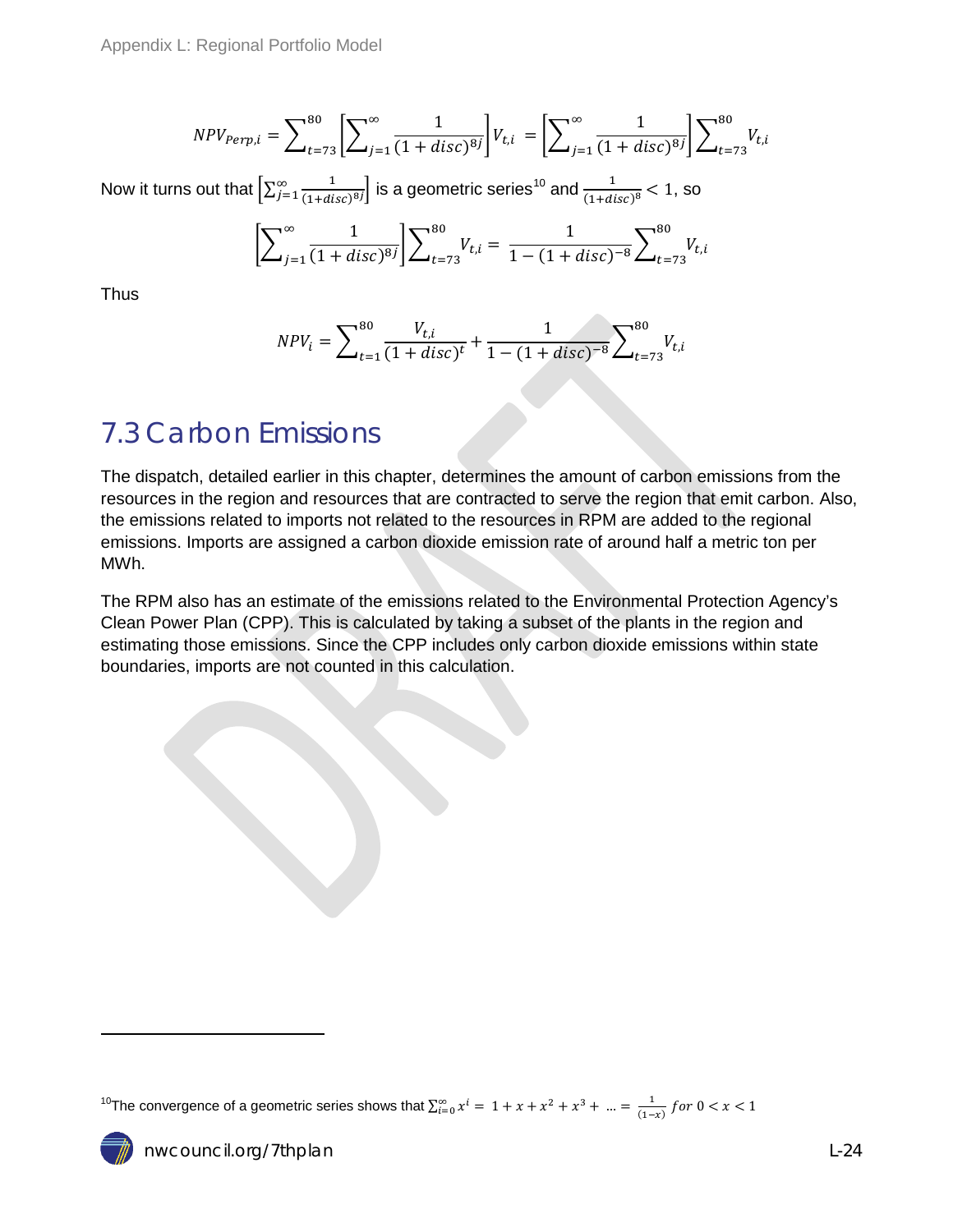$$NPV_{Perp,i} = \sum_{t=73}^{80} \left[ \sum_{j=1}^{\infty} \frac{1}{(1+disc)^{8j}} \right] V_{t,i} = \left[ \sum_{j=1}^{\infty} \frac{1}{(1+disc)^{8j}} \right] \sum_{t=73}^{80} V_{t,i}$$

Now it turns out that $\left[\sum_{j=1}^{\infty} \frac{1}{(1+disc)^{8j}}\right]$ is a geometric series[10] and $\frac{1}{(1+disc)^{8}} < 1$, so

$$\left[ \sum_{j=1}^{\infty} \frac{1}{(1+disc)^{8j}} \right] \sum_{t=73}^{80} V_{t,i} = \frac{1}{1-(1+disc)^{-8}} \sum_{t=73}^{80} V_{t,i}$$

Thus

$$NPV_i = \sum_{t=1}^{80} \frac{V_{t,i}}{(1+disc)^{t}} + \frac{1}{1-(1+disc)^{-8}} \sum_{t=73}^{80} V_{t,i}$$

## 7.3 Carbon Emissions

The dispatch, detailed earlier in this chapter, determines the amount of carbon emissions from the resources in the region and resources that are contracted to serve the region that emit carbon. Also, the emissions related to imports not related to the resources in RPM are added to the regional emissions. Imports are assigned a carbon dioxide emission rate of around half a metric ton per MWh.

The RPM also has an estimate of the emissions related to the Environmental Protection Agency's Clean Power Plan (CPP). This is calculated by taking a subset of the plants in the region and estimating those emissions. Since the CPP includes only carbon dioxide emissions within state boundaries, imports are not counted in this calculation.

[10] The convergence of a geometric series shows that $\sum_{i=0}^{\infty} x^{i} = 1 + x + x^{2} + x^{3} + \ldots = \frac{1}{(1-x)} \; for \; 0 < x < 1$